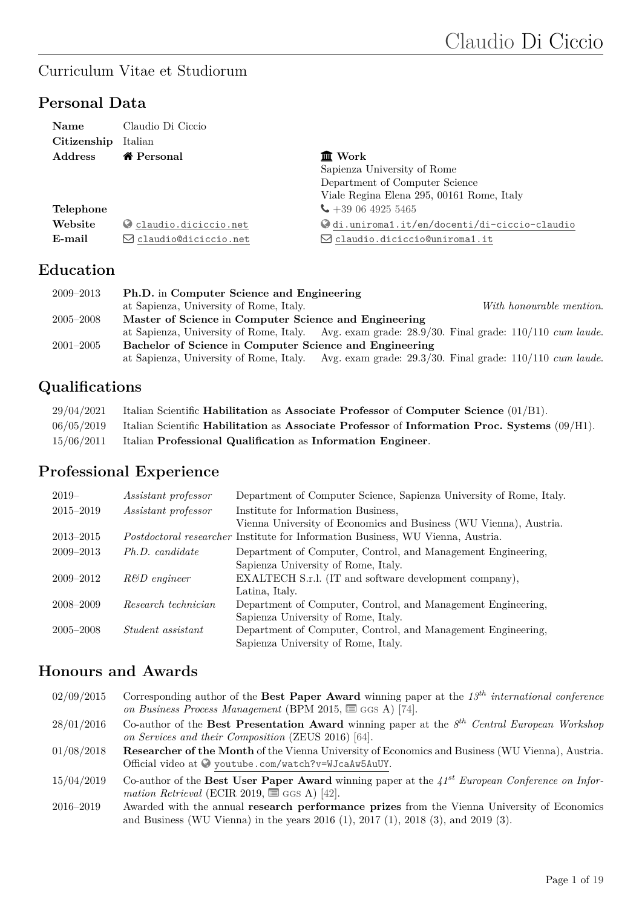# Claudio Di Ciccio

Curriculum Vitae et Studiorum

## Personal Data

| | | |
|---|---|---|
| **Name** | Claudio Di Ciccio | |
| **Citizenship** | Italian | |
| **Address** | **Personal** | **Work**<br>Sapienza University of Rome<br>Department of Computer Science<br>Viale Regina Elena 295, 00161 Rome, Italy |
| **Telephone** | | +39 06 4925 5465 |
| **Website** | claudio.diciccio.net | di.uniroma1.it/en/docenti/di-ciccio-claudio |
| **E-mail** | claudio@diciccio.net | claudio.diciccio@uniroma1.it |

## Education

| | |
|---|---|
| 2009–2013 | **Ph.D.** in **Computer Science and Engineering**<br>at Sapienza, University of Rome, Italy. *With honourable mention.* |
| 2005–2008 | **Master of Science** in **Computer Science and Engineering**<br>at Sapienza, University of Rome, Italy. Avg. exam grade: 28.9/30. Final grade: 110/110 *cum laude*. |
| 2001–2005 | **Bachelor of Science** in **Computer Science and Engineering**<br>at Sapienza, University of Rome, Italy. Avg. exam grade: 29.3/30. Final grade: 110/110 *cum laude*. |

## Qualifications

| | |
|---|---|
| 29/04/2021 | Italian Scientific **Habilitation** as **Associate Professor** of **Computer Science** (01/B1). |
| 06/05/2019 | Italian Scientific **Habilitation** as **Associate Professor** of **Information Proc. Systems** (09/H1). |
| 15/06/2011 | Italian **Professional Qualification** as **Information Engineer**. |

## Professional Experience

| | | |
|---|---|---|
| 2019– | *Assistant professor* | Department of Computer Science, Sapienza University of Rome, Italy. |
| 2015–2019 | *Assistant professor* | Institute for Information Business,<br>Vienna University of Economics and Business (WU Vienna), Austria. |
| 2013–2015 | *Postdoctoral researcher* | Institute for Information Business, WU Vienna, Austria. |
| 2009–2013 | *Ph.D. candidate* | Department of Computer, Control, and Management Engineering,<br>Sapienza University of Rome, Italy. |
| 2009–2012 | *R&D engineer* | EXALTECH S.r.l. (IT and software development company),<br>Latina, Italy. |
| 2008–2009 | *Research technician* | Department of Computer, Control, and Management Engineering,<br>Sapienza University of Rome, Italy. |
| 2005–2008 | *Student assistant* | Department of Computer, Control, and Management Engineering,<br>Sapienza University of Rome, Italy. |

## Honours and Awards

| | |
|---|---|
| 02/09/2015 | Corresponding author of the **Best Paper Award** winning paper at the *13th international conference on Business Process Management* (BPM 2015, GGS A) [74]. |
| 28/01/2016 | Co-author of the **Best Presentation Award** winning paper at the *8th Central European Workshop on Services and their Composition* (ZEUS 2016) [64]. |
| 01/08/2018 | **Researcher of the Month** of the Vienna University of Economics and Business (WU Vienna), Austria. Official video at youtube.com/watch?v=WJcaAw5AuUY. |
| 15/04/2019 | Co-author of the **Best User Paper Award** winning paper at the *41st European Conference on Information Retrieval* (ECIR 2019, GGS A) [42]. |
| 2016–2019 | Awarded with the annual **research performance prizes** from the Vienna University of Economics and Business (WU Vienna) in the years 2016 (1), 2017 (1), 2018 (3), and 2019 (3). |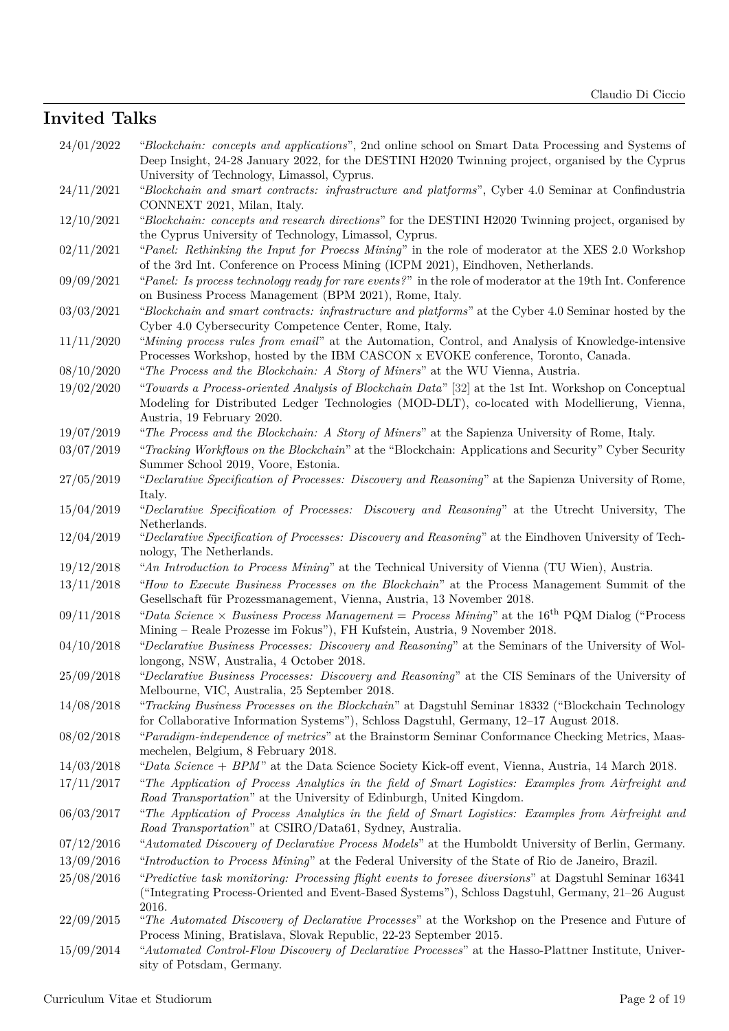## Invited Talks

24/01/2022 "*Blockchain: concepts and applications*", 2nd online school on Smart Data Processing and Systems of Deep Insight, 24-28 January 2022, for the DESTINI H2020 Twinning project, organised by the Cyprus University of Technology, Limassol, Cyprus.

24/11/2021 "*Blockchain and smart contracts: infrastructure and platforms*", Cyber 4.0 Seminar at Confindustria CONNEXT 2021, Milan, Italy.

12/10/2021 "*Blockchain: concepts and research directions*" for the DESTINI H2020 Twinning project, organised by the Cyprus University of Technology, Limassol, Cyprus.

02/11/2021 "*Panel: Rethinking the Input for Proecss Mining*" in the role of moderator at the XES 2.0 Workshop of the 3rd Int. Conference on Process Mining (ICPM 2021), Eindhoven, Netherlands.

09/09/2021 "*Panel: Is process technology ready for rare events?*" in the role of moderator at the 19th Int. Conference on Business Process Management (BPM 2021), Rome, Italy.

03/03/2021 "*Blockchain and smart contracts: infrastructure and platforms*" at the Cyber 4.0 Seminar hosted by the Cyber 4.0 Cybersecurity Competence Center, Rome, Italy.

11/11/2020 "*Mining process rules from email*" at the Automation, Control, and Analysis of Knowledge-intensive Processes Workshop, hosted by the IBM CASCON x EVOKE conference, Toronto, Canada.

08/10/2020 "*The Process and the Blockchain: A Story of Miners*" at the WU Vienna, Austria.

19/02/2020 "*Towards a Process-oriented Analysis of Blockchain Data*" [32] at the 1st Int. Workshop on Conceptual Modeling for Distributed Ledger Technologies (MOD-DLT), co-located with Modellierung, Vienna, Austria, 19 February 2020.

19/07/2019 "*The Process and the Blockchain: A Story of Miners*" at the Sapienza University of Rome, Italy.

03/07/2019 "*Tracking Workflows on the Blockchain*" at the "Blockchain: Applications and Security" Cyber Security Summer School 2019, Voore, Estonia.

27/05/2019 "*Declarative Specification of Processes: Discovery and Reasoning*" at the Sapienza University of Rome, Italy.

15/04/2019 "*Declarative Specification of Processes: Discovery and Reasoning*" at the Utrecht University, The Netherlands.

12/04/2019 "*Declarative Specification of Processes: Discovery and Reasoning*" at the Eindhoven University of Technology, The Netherlands.

19/12/2018 "*An Introduction to Process Mining*" at the Technical University of Vienna (TU Wien), Austria.

13/11/2018 "*How to Execute Business Processes on the Blockchain*" at the Process Management Summit of the Gesellschaft für Prozessmanagement, Vienna, Austria, 13 November 2018.

09/11/2018 "*Data Science × Business Process Management = Process Mining*" at the 16th PQM Dialog ("Process Mining – Reale Prozesse im Fokus"), FH Kufstein, Austria, 9 November 2018.

04/10/2018 "*Declarative Business Processes: Discovery and Reasoning*" at the Seminars of the University of Wollongong, NSW, Australia, 4 October 2018.

25/09/2018 "*Declarative Business Processes: Discovery and Reasoning*" at the CIS Seminars of the University of Melbourne, VIC, Australia, 25 September 2018.

14/08/2018 "*Tracking Business Processes on the Blockchain*" at Dagstuhl Seminar 18332 ("Blockchain Technology for Collaborative Information Systems"), Schloss Dagstuhl, Germany, 12–17 August 2018.

08/02/2018 "*Paradigm-independence of metrics*" at the Brainstorm Seminar Conformance Checking Metrics, Maasmechelen, Belgium, 8 February 2018.

14/03/2018 "*Data Science + BPM*" at the Data Science Society Kick-off event, Vienna, Austria, 14 March 2018.

17/11/2017 "*The Application of Process Analytics in the field of Smart Logistics: Examples from Airfreight and Road Transportation*" at the University of Edinburgh, United Kingdom.

06/03/2017 "*The Application of Process Analytics in the field of Smart Logistics: Examples from Airfreight and Road Transportation*" at CSIRO/Data61, Sydney, Australia.

07/12/2016 "*Automated Discovery of Declarative Process Models*" at the Humboldt University of Berlin, Germany.

13/09/2016 "*Introduction to Process Mining*" at the Federal University of the State of Rio de Janeiro, Brazil.

25/08/2016 "*Predictive task monitoring: Processing flight events to foresee diversions*" at Dagstuhl Seminar 16341 ("Integrating Process-Oriented and Event-Based Systems"), Schloss Dagstuhl, Germany, 21–26 August 2016.

22/09/2015 "*The Automated Discovery of Declarative Processes*" at the Workshop on the Presence and Future of Process Mining, Bratislava, Slovak Republic, 22-23 September 2015.

15/09/2014 "*Automated Control-Flow Discovery of Declarative Processes*" at the Hasso-Plattner Institute, University of Potsdam, Germany.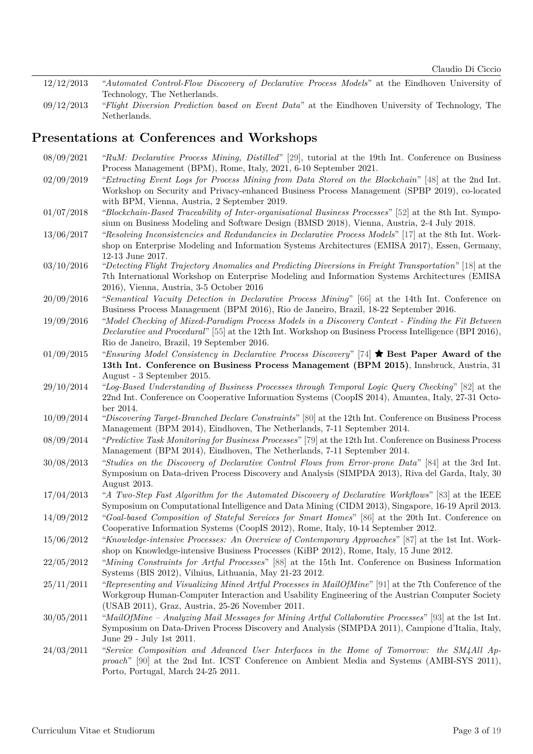12/12/2013 "*Automated Control-Flow Discovery of Declarative Process Models*" at the Eindhoven University of Technology, The Netherlands.

09/12/2013 "*Flight Diversion Prediction based on Event Data*" at the Eindhoven University of Technology, The Netherlands.

## Presentations at Conferences and Workshops

08/09/2021 "*RuM: Declarative Process Mining, Distilled*" [29], tutorial at the 19th Int. Conference on Business Process Management (BPM), Rome, Italy, 2021, 6-10 September 2021.

02/09/2019 "*Extracting Event Logs for Process Mining from Data Stored on the Blockchain*" [48] at the 2nd Int. Workshop on Security and Privacy-enhanced Business Process Management (SPBP 2019), co-located with BPM, Vienna, Austria, 2 September 2019.

01/07/2018 "*Blockchain-Based Traceability of Inter-organisational Business Processes*" [52] at the 8th Int. Symposium on Business Modeling and Software Design (BMSD 2018), Vienna, Austria, 2-4 July 2018.

13/06/2017 "*Resolving Inconsistencies and Redundancies in Declarative Process Models*" [17] at the 8th Int. Workshop on Enterprise Modeling and Information Systems Architectures (EMISA 2017), Essen, Germany, 12-13 June 2017.

03/10/2016 "*Detecting Flight Trajectory Anomalies and Predicting Diversions in Freight Transportation*" [18] at the 7th International Workshop on Enterprise Modeling and Information Systems Architectures (EMISA 2016), Vienna, Austria, 3-5 October 2016

20/09/2016 "*Semantical Vacuity Detection in Declarative Process Mining*" [66] at the 14th Int. Conference on Business Process Management (BPM 2016), Rio de Janeiro, Brazil, 18-22 September 2016.

19/09/2016 "*Model Checking of Mixed-Paradigm Process Models in a Discovery Context - Finding the Fit Between Declarative and Procedural*" [55] at the 12th Int. Workshop on Business Process Intelligence (BPI 2016), Rio de Janeiro, Brazil, 19 September 2016.

01/09/2015 "*Ensuring Model Consistency in Declarative Process Discovery*" [74] ★ **Best Paper Award of the 13th Int. Conference on Business Process Management (BPM 2015)**, Innsbruck, Austria, 31 August - 3 September 2015.

29/10/2014 "*Log-Based Understanding of Business Processes through Temporal Logic Query Checking*" [82] at the 22nd Int. Conference on Cooperative Information Systems (CoopIS 2014), Amantea, Italy, 27-31 October 2014.

10/09/2014 "*Discovering Target-Branched Declare Constraints*" [80] at the 12th Int. Conference on Business Process Management (BPM 2014), Eindhoven, The Netherlands, 7-11 September 2014.

08/09/2014 "*Predictive Task Monitoring for Business Processes*" [79] at the 12th Int. Conference on Business Process Management (BPM 2014), Eindhoven, The Netherlands, 7-11 September 2014.

30/08/2013 "*Studies on the Discovery of Declarative Control Flows from Error-prone Data*" [84] at the 3rd Int. Symposium on Data-driven Process Discovery and Analysis (SIMPDA 2013), Riva del Garda, Italy, 30 August 2013.

17/04/2013 "*A Two-Step Fast Algorithm for the Automated Discovery of Declarative Workflows*" [83] at the IEEE Symposium on Computational Intelligence and Data Mining (CIDM 2013), Singapore, 16-19 April 2013.

14/09/2012 "*Goal-based Composition of Stateful Services for Smart Homes*" [86] at the 20th Int. Conference on Cooperative Information Systems (CoopIS 2012), Rome, Italy, 10-14 September 2012.

15/06/2012 "*Knowledge-intensive Processes: An Overview of Contemporary Approaches*" [87] at the 1st Int. Workshop on Knowledge-intensive Business Processes (KiBP 2012), Rome, Italy, 15 June 2012.

22/05/2012 "*Mining Constraints for Artful Processes*" [88] at the 15th Int. Conference on Business Information Systems (BIS 2012), Vilnius, Lithuania, May 21-23 2012.

25/11/2011 "*Representing and Visualizing Mined Artful Processes in MailOfMine*" [91] at the 7th Conference of the Workgroup Human-Computer Interaction and Usability Engineering of the Austrian Computer Society (USAB 2011), Graz, Austria, 25-26 November 2011.

30/05/2011 "*MailOfMine – Analyzing Mail Messages for Mining Artful Collaborative Processes*" [93] at the 1st Int. Symposium on Data-Driven Process Discovery and Analysis (SIMPDA 2011), Campione d'Italia, Italy, June 29 - July 1st 2011.

24/03/2011 "*Service Composition and Advanced User Interfaces in the Home of Tomorrow: the SM4All Approach*" [90] at the 2nd Int. ICST Conference on Ambient Media and Systems (AMBI-SYS 2011), Porto, Portugal, March 24-25 2011.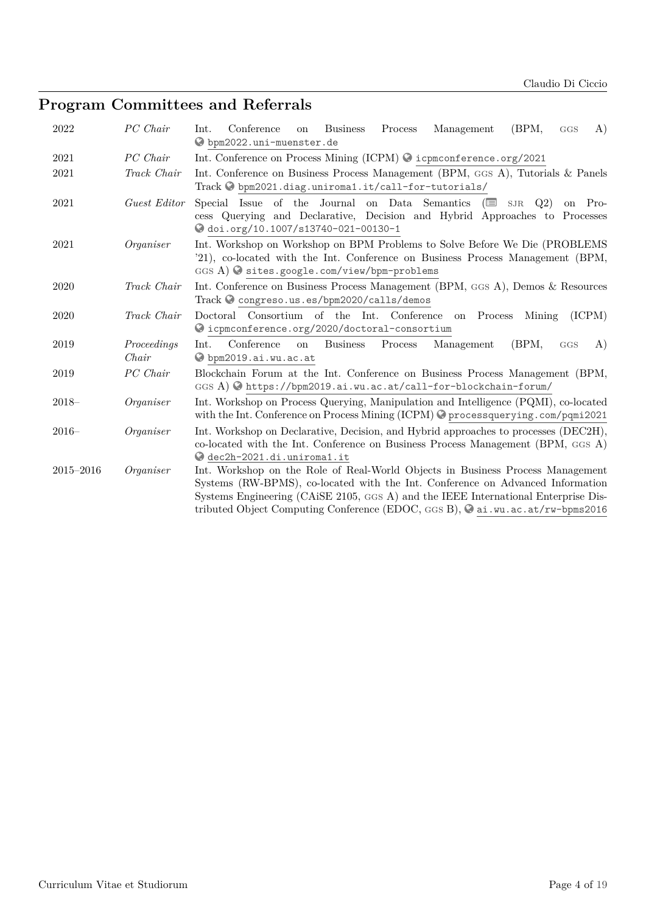## Program Committees and Referrals

| | | |
|---|---|---|
| 2022 | *PC Chair* | Int. Conference on Business Process Management (BPM, GGS A) bpm2022.uni-muenster.de |
| 2021 | *PC Chair* | Int. Conference on Process Mining (ICPM) icpmconference.org/2021 |
| 2021 | *Track Chair* | Int. Conference on Business Process Management (BPM, GGS A), Tutorials & Panels Track bpm2021.diag.uniroma1.it/call-for-tutorials/ |
| 2021 | *Guest Editor* | Special Issue of the Journal on Data Semantics (SJR Q2) on Process Querying and Declarative, Decision and Hybrid Approaches to Processes doi.org/10.1007/s13740-021-00130-1 |
| 2021 | *Organiser* | Int. Workshop on Workshop on BPM Problems to Solve Before We Die (PROBLEMS '21), co-located with the Int. Conference on Business Process Management (BPM, GGS A) sites.google.com/view/bpm-problems |
| 2020 | *Track Chair* | Int. Conference on Business Process Management (BPM, GGS A), Demos & Resources Track congreso.us.es/bpm2020/calls/demos |
| 2020 | *Track Chair* | Doctoral Consortium of the Int. Conference on Process Mining (ICPM) icpmconference.org/2020/doctoral-consortium |
| 2019 | *Proceedings Chair* | Int. Conference on Business Process Management (BPM, GGS A) bpm2019.ai.wu.ac.at |
| 2019 | *PC Chair* | Blockchain Forum at the Int. Conference on Business Process Management (BPM, GGS A) https://bpm2019.ai.wu.ac.at/call-for-blockchain-forum/ |
| 2018– | *Organiser* | Int. Workshop on Process Querying, Manipulation and Intelligence (PQMI), co-located with the Int. Conference on Process Mining (ICPM) processquerying.com/pqmi2021 |
| 2016– | *Organiser* | Int. Workshop on Declarative, Decision, and Hybrid approaches to processes (DEC2H), co-located with the Int. Conference on Business Process Management (BPM, GGS A) dec2h-2021.di.uniroma1.it |
| 2015–2016 | *Organiser* | Int. Workshop on the Role of Real-World Objects in Business Process Management Systems (RW-BPMS), co-located with the Int. Conference on Advanced Information Systems Engineering (CAiSE 2105, GGS A) and the IEEE International Enterprise Distributed Object Computing Conference (EDOC, GGS B), ai.wu.ac.at/rw-bpms2016 |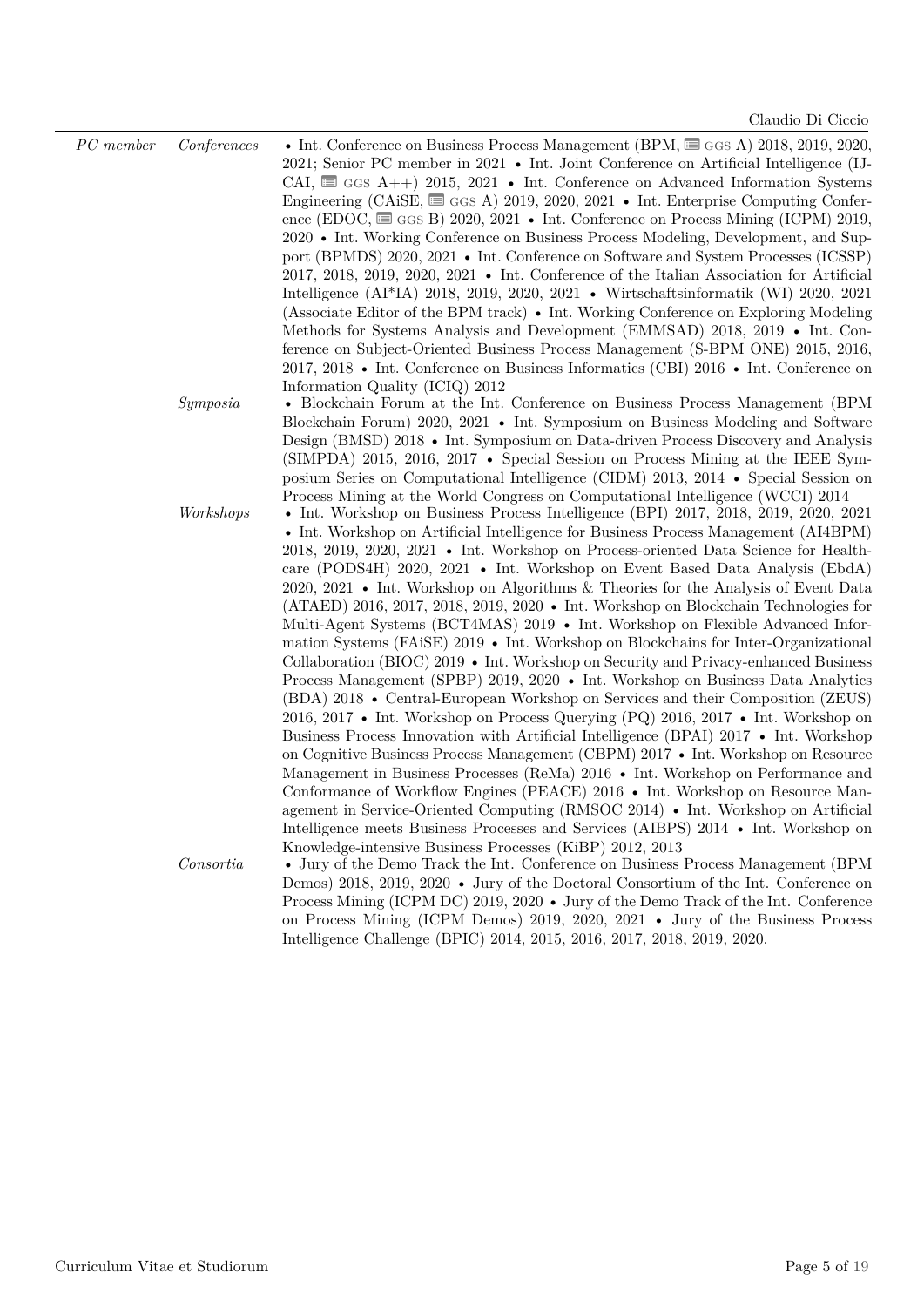*PC member*

*Conferences*

• Int. Conference on Business Process Management (BPM, GGS A) 2018, 2019, 2020, 2021; Senior PC member in 2021 • Int. Joint Conference on Artificial Intelligence (IJCAI, GGS A++) 2015, 2021 • Int. Conference on Advanced Information Systems Engineering (CAiSE, GGS A) 2019, 2020, 2021 • Int. Enterprise Computing Conference (EDOC, GGS B) 2020, 2021 • Int. Conference on Process Mining (ICPM) 2019, 2020 • Int. Working Conference on Business Process Modeling, Development, and Support (BPMDS) 2020, 2021 • Int. Conference on Software and System Processes (ICSSP) 2017, 2018, 2019, 2020, 2021 • Int. Conference of the Italian Association for Artificial Intelligence (AI*IA) 2018, 2019, 2020, 2021 • Wirtschaftsinformatik (WI) 2020, 2021 (Associate Editor of the BPM track) • Int. Working Conference on Exploring Modeling Methods for Systems Analysis and Development (EMMSAD) 2018, 2019 • Int. Conference on Subject-Oriented Business Process Management (S-BPM ONE) 2015, 2016, 2017, 2018 • Int. Conference on Business Informatics (CBI) 2016 • Int. Conference on Information Quality (ICIQ) 2012

*Symposia*

• Blockchain Forum at the Int. Conference on Business Process Management (BPM Blockchain Forum) 2020, 2021 • Int. Symposium on Business Modeling and Software Design (BMSD) 2018 • Int. Symposium on Data-driven Process Discovery and Analysis (SIMPDA) 2015, 2016, 2017 • Special Session on Process Mining at the IEEE Symposium Series on Computational Intelligence (CIDM) 2013, 2014 • Special Session on Process Mining at the World Congress on Computational Intelligence (WCCI) 2014

*Workshops*

• Int. Workshop on Business Process Intelligence (BPI) 2017, 2018, 2019, 2020, 2021 • Int. Workshop on Artificial Intelligence for Business Process Management (AI4BPM) 2018, 2019, 2020, 2021 • Int. Workshop on Process-oriented Data Science for Healthcare (PODS4H) 2020, 2021 • Int. Workshop on Event Based Data Analysis (EbdA) 2020, 2021 • Int. Workshop on Algorithms & Theories for the Analysis of Event Data (ATAED) 2016, 2017, 2018, 2019, 2020 • Int. Workshop on Blockchain Technologies for Multi-Agent Systems (BCT4MAS) 2019 • Int. Workshop on Flexible Advanced Information Systems (FAiSE) 2019 • Int. Workshop on Blockchains for Inter-Organizational Collaboration (BIOC) 2019 • Int. Workshop on Security and Privacy-enhanced Business Process Management (SPBP) 2019, 2020 • Int. Workshop on Business Data Analytics (BDA) 2018 • Central-European Workshop on Services and their Composition (ZEUS) 2016, 2017 • Int. Workshop on Process Querying (PQ) 2016, 2017 • Int. Workshop on Business Process Innovation with Artificial Intelligence (BPAI) 2017 • Int. Workshop on Cognitive Business Process Management (CBPM) 2017 • Int. Workshop on Resource Management in Business Processes (ReMa) 2016 • Int. Workshop on Performance and Conformance of Workflow Engines (PEACE) 2016 • Int. Workshop on Resource Management in Service-Oriented Computing (RMSOC 2014) • Int. Workshop on Artificial Intelligence meets Business Processes and Services (AIBPS) 2014 • Int. Workshop on Knowledge-intensive Business Processes (KiBP) 2012, 2013

*Consortia*

• Jury of the Demo Track the Int. Conference on Business Process Management (BPM Demos) 2018, 2019, 2020 • Jury of the Doctoral Consortium of the Int. Conference on Process Mining (ICPM DC) 2019, 2020 • Jury of the Demo Track of the Int. Conference on Process Mining (ICPM Demos) 2019, 2020, 2021 • Jury of the Business Process Intelligence Challenge (BPIC) 2014, 2015, 2016, 2017, 2018, 2019, 2020.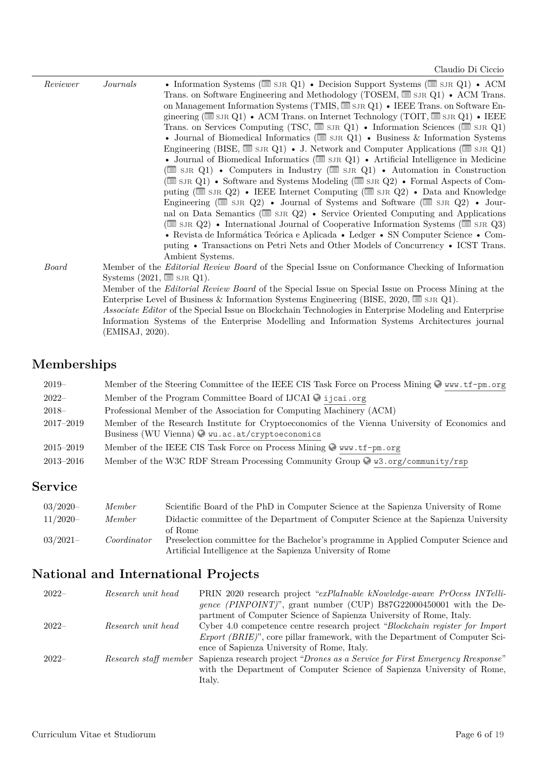| | | |
|---|---|---|
| *Reviewer* | *Journals* | • Information Systems (SJR Q1) • Decision Support Systems (SJR Q1) • ACM Trans. on Software Engineering and Methodology (TOSEM, SJR Q1) • ACM Trans. on Management Information Systems (TMIS, SJR Q1) • IEEE Trans. on Software Engineering (SJR Q1) • ACM Trans. on Internet Technology (TOIT, SJR Q1) • IEEE Trans. on Services Computing (TSC, SJR Q1) • Information Sciences (SJR Q1) • Journal of Biomedical Informatics (SJR Q1) • Business & Information Systems Engineering (BISE, SJR Q1) • J. Network and Computer Applications (SJR Q1) • Journal of Biomedical Informatics (SJR Q1) • Artificial Intelligence in Medicine (SJR Q1) • Computers in Industry (SJR Q1) • Automation in Construction (SJR Q1) • Software and Systems Modeling (SJR Q2) • Formal Aspects of Computing (SJR Q2) • IEEE Internet Computing (SJR Q2) • Data and Knowledge Engineering (SJR Q2) • Journal of Systems and Software (SJR Q2) • Journal on Data Semantics (SJR Q2) • Service Oriented Computing and Applications (SJR Q2) • International Journal of Cooperative Information Systems (SJR Q3) • Revista de Informática Teórica e Aplicada • Ledger • SN Computer Science • Computing • Transactions on Petri Nets and Other Models of Concurrency • ICST Trans. Ambient Systems. |
| *Board* | | Member of the *Editorial Review Board* of the Special Issue on Conformance Checking of Information Systems (2021, SJR Q1).<br>Member of the *Editorial Review Board* of the Special Issue on Special Issue on Process Mining at the Enterprise Level of Business & Information Systems Engineering (BISE, 2020, SJR Q1).<br>*Associate Editor* of the Special Issue on Blockchain Technologies in Enterprise Modeling and Enterprise Information Systems of the Enterprise Modelling and Information Systems Architectures journal (EMISAJ, 2020). |

## Memberships

| | |
|---|---|
| 2019– | Member of the Steering Committee of the IEEE CIS Task Force on Process Mining www.tf-pm.org |
| 2022– | Member of the Program Committee Board of IJCAI ijcai.org |
| 2018– | Professional Member of the Association for Computing Machinery (ACM) |
| 2017–2019 | Member of the Research Institute for Cryptoeconomics of the Vienna University of Economics and Business (WU Vienna) wu.ac.at/cryptoeconomics |
| 2015–2019 | Member of the IEEE CIS Task Force on Process Mining www.tf-pm.org |
| 2013–2016 | Member of the W3C RDF Stream Processing Community Group w3.org/community/rsp |

## Service

| | | |
|---|---|---|
| 03/2020– | *Member* | Scientific Board of the PhD in Computer Science at the Sapienza University of Rome |
| 11/2020– | *Member* | Didactic committee of the Department of Computer Science at the Sapienza University of Rome |
| 03/2021– | *Coordinator* | Preselection committee for the Bachelor's programme in Applied Computer Science and Artificial Intelligence at the Sapienza University of Rome |

## National and International Projects

| | | |
|---|---|---|
| 2022– | *Research unit head* | PRIN 2020 research project "*exPlaInable kNowledge-aware PrOcess INTelligence (PINPOINT)*", grant number (CUP) B87G22000450001 with the Department of Computer Science of Sapienza University of Rome, Italy. |
| 2022– | *Research unit head* | Cyber 4.0 competence centre research project "*Blockchain register for Import Export (BRIE)*", core pillar framework, with the Department of Computer Science of Sapienza University of Rome, Italy. |
| 2022– | *Research staff member* | Sapienza research project "*Drones as a Service for First Emergency Rresponse*" with the Department of Computer Science of Sapienza University of Rome, Italy. |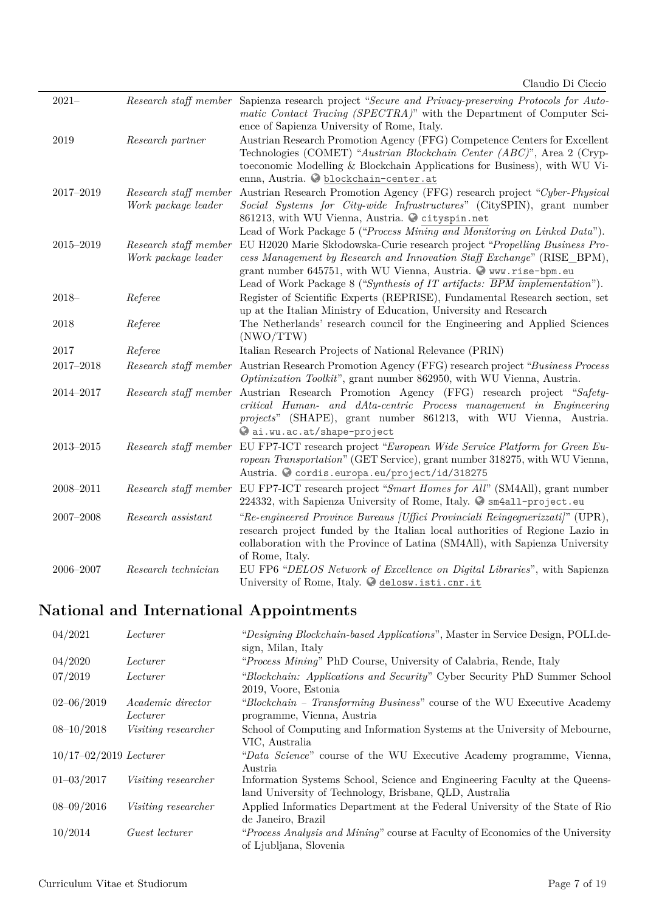| | | |
|---|---|---|
| 2021– | *Research staff member* | Sapienza research project "*Secure and Privacy-preserving Protocols for Automatic Contact Tracing (SPECTRA)*" with the Department of Computer Science of Sapienza University of Rome, Italy. |
| 2019 | *Research partner* | Austrian Research Promotion Agency (FFG) Competence Centers for Excellent Technologies (COMET) "*Austrian Blockchain Center (ABC)*", Area 2 (Cryptoeconomic Modelling & Blockchain Applications for Business), with WU Vienna, Austria. blockchain-center.at |
| 2017–2019 | *Research staff member* *Work package leader* | Austrian Research Promotion Agency (FFG) research project "*Cyber-Physical Social Systems for City-wide Infrastructures*" (CitySPIN), grant number 861213, with WU Vienna, Austria. cityspin.net Lead of Work Package 5 ("*Process Mining and Monitoring on Linked Data*"). |
| 2015–2019 | *Research staff member* *Work package leader* | EU H2020 Marie Skłodowska-Curie research project "*Propelling Business Process Management by Research and Innovation Staff Exchange*" (RISE_BPM), grant number 645751, with WU Vienna, Austria. www.rise-bpm.eu Lead of Work Package 8 ("*Synthesis of IT artifacts: BPM implementation*"). |
| 2018– | *Referee* | Register of Scientific Experts (REPRISE), Fundamental Research section, set up at the Italian Ministry of Education, University and Research |
| 2018 | *Referee* | The Netherlands' research council for the Engineering and Applied Sciences (NWO/TTW) |
| 2017 | *Referee* | Italian Research Projects of National Relevance (PRIN) |
| 2017–2018 | *Research staff member* | Austrian Research Promotion Agency (FFG) research project "*Business Process Optimization Toolkit*", grant number 862950, with WU Vienna, Austria. |
| 2014–2017 | *Research staff member* | Austrian Research Promotion Agency (FFG) research project "*Safety-critical Human- and dAta-centric Process management in Engineering projects*" (SHAPE), grant number 861213, with WU Vienna, Austria. ai.wu.ac.at/shape-project |
| 2013–2015 | *Research staff member* | EU FP7-ICT research project "*European Wide Service Platform for Green European Transportation*" (GET Service), grant number 318275, with WU Vienna, Austria. cordis.europa.eu/project/id/318275 |
| 2008–2011 | *Research staff member* | EU FP7-ICT research project "*Smart Homes for All*" (SM4All), grant number 224332, with Sapienza University of Rome, Italy. sm4all-project.eu |
| 2007–2008 | *Research assistant* | "*Re-engineered Province Bureaus [Uffici Provinciali Reingegnerizzati]*" (UPR), research project funded by the Italian local authorities of Regione Lazio in collaboration with the Province of Latina (SM4All), with Sapienza University of Rome, Italy. |
| 2006–2007 | *Research technician* | EU FP6 "*DELOS Network of Excellence on Digital Libraries*", with Sapienza University of Rome, Italy. delosw.isti.cnr.it |

## National and International Appointments

| | | |
|---|---|---|
| 04/2021 | *Lecturer* | "*Designing Blockchain-based Applications*", Master in Service Design, POLI.design, Milan, Italy |
| 04/2020 | *Lecturer* | "*Process Mining*" PhD Course, University of Calabria, Rende, Italy |
| 07/2019 | *Lecturer* | "*Blockchain: Applications and Security*" Cyber Security PhD Summer School 2019, Voore, Estonia |
| 02–06/2019 | *Academic director* *Lecturer* | "*Blockchain – Transforming Business*" course of the WU Executive Academy programme, Vienna, Austria |
| 08–10/2018 | *Visiting researcher* | School of Computing and Information Systems at the University of Mebourne, VIC, Australia |
| 10/17–02/2019 | *Lecturer* | "*Data Science*" course of the WU Executive Academy programme, Vienna, Austria |
| 01–03/2017 | *Visiting researcher* | Information Systems School, Science and Engineering Faculty at the Queensland University of Technology, Brisbane, QLD, Australia |
| 08–09/2016 | *Visiting researcher* | Applied Informatics Department at the Federal University of the State of Rio de Janeiro, Brazil |
| 10/2014 | *Guest lecturer* | "*Process Analysis and Mining*" course at Faculty of Economics of the University of Ljubljana, Slovenia |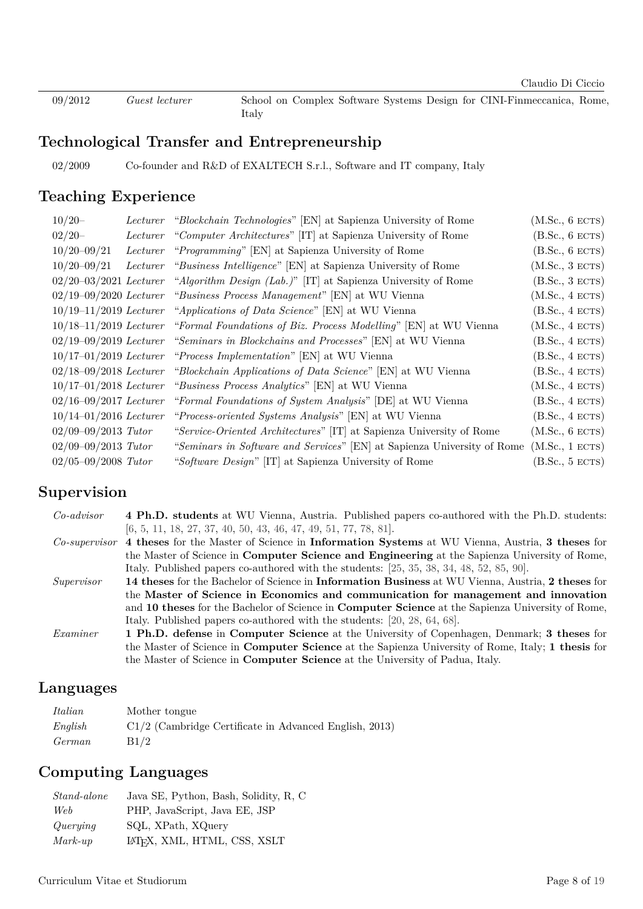| | | |
|---|---|---|
| 09/2012 | *Guest lecturer* | School on Complex Software Systems Design for CINI-Finmeccanica, Rome, Italy |

## Technological Transfer and Entrepreneurship

| | |
|---|---|
| 02/2009 | Co-founder and R&D of EXALTECH S.r.l., Software and IT company, Italy |

## Teaching Experience

| | | | |
|---|---|---|---|
| 10/20– | *Lecturer* | "*Blockchain Technologies*" [EN] at Sapienza University of Rome | (M.Sc., 6 ECTS) |
| 02/20– | *Lecturer* | "*Computer Architectures*" [IT] at Sapienza University of Rome | (B.Sc., 6 ECTS) |
| 10/20–09/21 | *Lecturer* | "*Programming*" [EN] at Sapienza University of Rome | (B.Sc., 6 ECTS) |
| 10/20–09/21 | *Lecturer* | "*Business Intelligence*" [EN] at Sapienza University of Rome | (M.Sc., 3 ECTS) |
| 02/20–03/2021 | *Lecturer* | "*Algorithm Design (Lab.)*" [IT] at Sapienza University of Rome | (B.Sc., 3 ECTS) |
| 02/19–09/2020 | *Lecturer* | "*Business Process Management*" [EN] at WU Vienna | (M.Sc., 4 ECTS) |
| 10/19–11/2019 | *Lecturer* | "*Applications of Data Science*" [EN] at WU Vienna | (B.Sc., 4 ECTS) |
| 10/18–11/2019 | *Lecturer* | "*Formal Foundations of Biz. Process Modelling*" [EN] at WU Vienna | (M.Sc., 4 ECTS) |
| 02/19–09/2019 | *Lecturer* | "*Seminars in Blockchains and Processes*" [EN] at WU Vienna | (B.Sc., 4 ECTS) |
| 10/17–01/2019 | *Lecturer* | "*Process Implementation*" [EN] at WU Vienna | (B.Sc., 4 ECTS) |
| 02/18–09/2018 | *Lecturer* | "*Blockchain Applications of Data Science*" [EN] at WU Vienna | (B.Sc., 4 ECTS) |
| 10/17–01/2018 | *Lecturer* | "*Business Process Analytics*" [EN] at WU Vienna | (M.Sc., 4 ECTS) |
| 02/16–09/2017 | *Lecturer* | "*Formal Foundations of System Analysis*" [DE] at WU Vienna | (B.Sc., 4 ECTS) |
| 10/14–01/2016 | *Lecturer* | "*Process-oriented Systems Analysis*" [EN] at WU Vienna | (B.Sc., 4 ECTS) |
| 02/09–09/2013 | *Tutor* | "*Service-Oriented Architectures*" [IT] at Sapienza University of Rome | (M.Sc., 6 ECTS) |
| 02/09–09/2013 | *Tutor* | "*Seminars in Software and Services*" [EN] at Sapienza University of Rome | (M.Sc., 1 ECTS) |
| 02/05–09/2008 | *Tutor* | "*Software Design*" [IT] at Sapienza University of Rome | (B.Sc., 5 ECTS) |

## Supervision

| | |
|---|---|
| *Co-advisor* | **4 Ph.D. students** at WU Vienna, Austria. Published papers co-authored with the Ph.D. students: [6, 5, 11, 18, 27, 37, 40, 50, 43, 46, 47, 49, 51, 77, 78, 81]. |
| *Co-supervisor* | **4 theses** for the Master of Science in **Information Systems** at WU Vienna, Austria, **3 theses** for the Master of Science in **Computer Science and Engineering** at the Sapienza University of Rome, Italy. Published papers co-authored with the students: [25, 35, 38, 34, 48, 52, 85, 90]. |
| *Supervisor* | **14 theses** for the Bachelor of Science in **Information Business** at WU Vienna, Austria, **2 theses** for the **Master of Science in Economics and communication for management and innovation** and **10 theses** for the Bachelor of Science in **Computer Science** at the Sapienza University of Rome, Italy. Published papers co-authored with the students: [20, 28, 64, 68]. |
| *Examiner* | **1 Ph.D. defense** in **Computer Science** at the University of Copenhagen, Denmark; **3 theses** for the Master of Science in **Computer Science** at the Sapienza University of Rome, Italy; **1 thesis** for the Master of Science in **Computer Science** at the University of Padua, Italy. |

## Languages

| | |
|---|---|
| *Italian* | Mother tongue |
| *English* | C1/2 (Cambridge Certificate in Advanced English, 2013) |
| *German* | B1/2 |

## Computing Languages

| | |
|---|---|
| *Stand-alone* | Java SE, Python, Bash, Solidity, R, C |
| *Web* | PHP, JavaScript, Java EE, JSP |
| *Querying* | SQL, XPath, XQuery |
| *Mark-up* | LaTeX, XML, HTML, CSS, XSLT |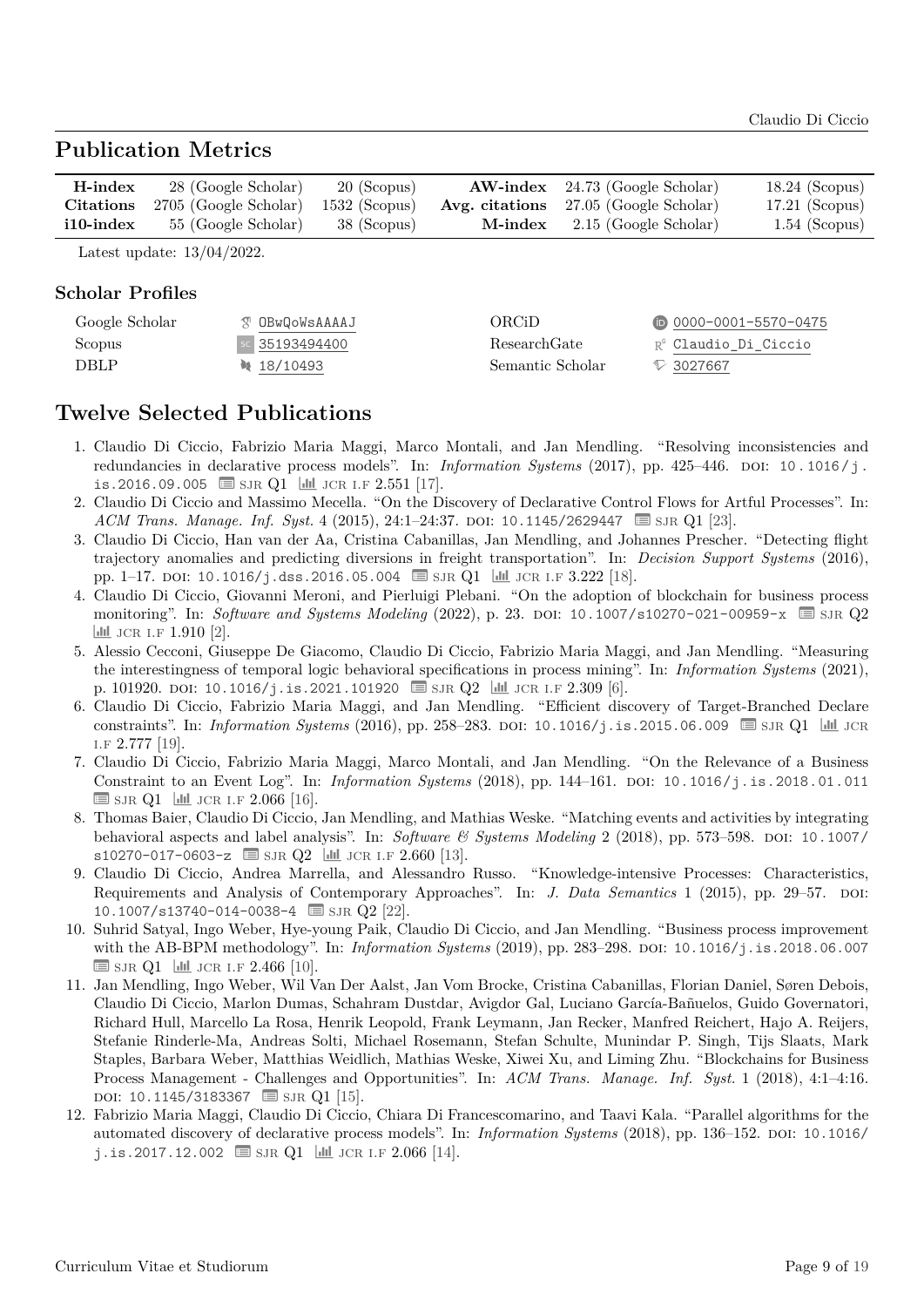## Publication Metrics

| | | | | | |
|---|---|---|---|---|---|
| **H-index** | 28 (Google Scholar) | 20 (Scopus) | **AW-index** | 24.73 (Google Scholar) | 18.24 (Scopus) |
| **Citations** | 2705 (Google Scholar) | 1532 (Scopus) | **Avg. citations** | 27.05 (Google Scholar) | 17.21 (Scopus) |
| **i10-index** | 55 (Google Scholar) | 38 (Scopus) | **M-index** | 2.15 (Google Scholar) | 1.54 (Scopus) |

Latest update: 13/04/2022.

### Scholar Profiles

| | | | |
|---|---|---|---|
| Google Scholar | OBwQoWsAAAAJ | ORCiD | 0000-0001-5570-0475 |
| Scopus | 35193494400 | ResearchGate | Claudio_Di_Ciccio |
| DBLP | 18/10493 | Semantic Scholar | 3027667 |

## Twelve Selected Publications

1. Claudio Di Ciccio, Fabrizio Maria Maggi, Marco Montali, and Jan Mendling. "Resolving inconsistencies and redundancies in declarative process models". In: *Information Systems* (2017), pp. 425–446. DOI: 10.1016/j.is.2016.09.005 SJR Q1 JCR I.F 2.551 [17].
2. Claudio Di Ciccio and Massimo Mecella. "On the Discovery of Declarative Control Flows for Artful Processes". In: *ACM Trans. Manage. Inf. Syst.* 4 (2015), 24:1–24:37. DOI: 10.1145/2629447 SJR Q1 [23].
3. Claudio Di Ciccio, Han van der Aa, Cristina Cabanillas, Jan Mendling, and Johannes Prescher. "Detecting flight trajectory anomalies and predicting diversions in freight transportation". In: *Decision Support Systems* (2016), pp. 1–17. DOI: 10.1016/j.dss.2016.05.004 SJR Q1 JCR I.F 3.222 [18].
4. Claudio Di Ciccio, Giovanni Meroni, and Pierluigi Plebani. "On the adoption of blockchain for business process monitoring". In: *Software and Systems Modeling* (2022), p. 23. DOI: 10.1007/s10270-021-00959-x SJR Q2 JCR I.F 1.910 [2].
5. Alessio Cecconi, Giuseppe De Giacomo, Claudio Di Ciccio, Fabrizio Maria Maggi, and Jan Mendling. "Measuring the interestingness of temporal logic behavioral specifications in process mining". In: *Information Systems* (2021), p. 101920. DOI: 10.1016/j.is.2021.101920 SJR Q2 JCR I.F 2.309 [6].
6. Claudio Di Ciccio, Fabrizio Maria Maggi, and Jan Mendling. "Efficient discovery of Target-Branched Declare constraints". In: *Information Systems* (2016), pp. 258–283. DOI: 10.1016/j.is.2015.06.009 SJR Q1 JCR I.F 2.777 [19].
7. Claudio Di Ciccio, Fabrizio Maria Maggi, Marco Montali, and Jan Mendling. "On the Relevance of a Business Constraint to an Event Log". In: *Information Systems* (2018), pp. 144–161. DOI: 10.1016/j.is.2018.01.011 SJR Q1 JCR I.F 2.066 [16].
8. Thomas Baier, Claudio Di Ciccio, Jan Mendling, and Mathias Weske. "Matching events and activities by integrating behavioral aspects and label analysis". In: *Software & Systems Modeling* 2 (2018), pp. 573–598. DOI: 10.1007/s10270-017-0603-z SJR Q2 JCR I.F 2.660 [13].
9. Claudio Di Ciccio, Andrea Marrella, and Alessandro Russo. "Knowledge-intensive Processes: Characteristics, Requirements and Analysis of Contemporary Approaches". In: *J. Data Semantics* 1 (2015), pp. 29–57. DOI: 10.1007/s13740-014-0038-4 SJR Q2 [22].
10. Suhrid Satyal, Ingo Weber, Hye-young Paik, Claudio Di Ciccio, and Jan Mendling. "Business process improvement with the AB-BPM methodology". In: *Information Systems* (2019), pp. 283–298. DOI: 10.1016/j.is.2018.06.007 SJR Q1 JCR I.F 2.466 [10].
11. Jan Mendling, Ingo Weber, Wil Van Der Aalst, Jan Vom Brocke, Cristina Cabanillas, Florian Daniel, Søren Debois, Claudio Di Ciccio, Marlon Dumas, Schahram Dustdar, Avigdor Gal, Luciano García-Bañuelos, Guido Governatori, Richard Hull, Marcello La Rosa, Henrik Leopold, Frank Leymann, Jan Recker, Manfred Reichert, Hajo A. Reijers, Stefanie Rinderle-Ma, Andreas Solti, Michael Rosemann, Stefan Schulte, Munindar P. Singh, Tijs Slaats, Mark Staples, Barbara Weber, Matthias Weidlich, Mathias Weske, Xiwei Xu, and Liming Zhu. "Blockchains for Business Process Management - Challenges and Opportunities". In: *ACM Trans. Manage. Inf. Syst.* 1 (2018), 4:1–4:16. DOI: 10.1145/3183367 SJR Q1 [15].
12. Fabrizio Maria Maggi, Claudio Di Ciccio, Chiara Di Francescomarino, and Taavi Kala. "Parallel algorithms for the automated discovery of declarative process models". In: *Information Systems* (2018), pp. 136–152. DOI: 10.1016/j.is.2017.12.002 SJR Q1 JCR I.F 2.066 [14].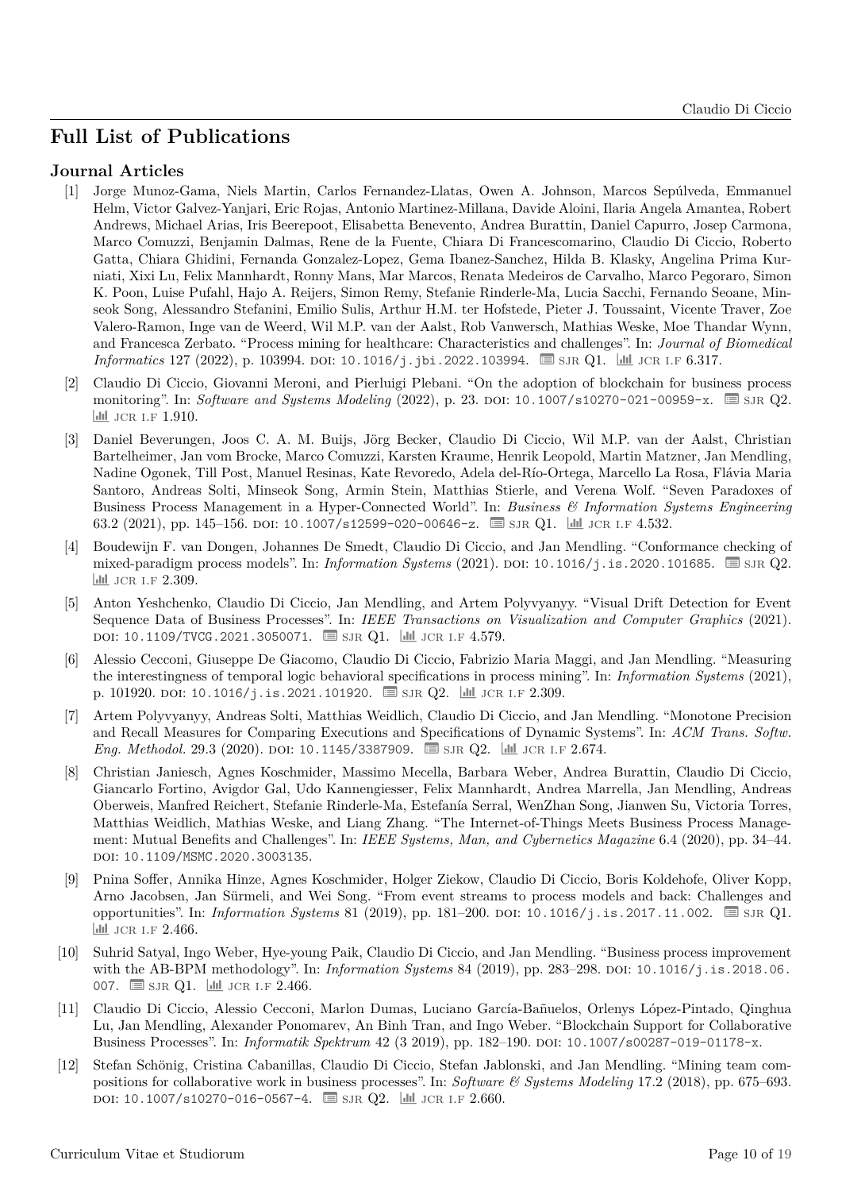# Full List of Publications

## Journal Articles

[1] Jorge Munoz-Gama, Niels Martin, Carlos Fernandez-Llatas, Owen A. Johnson, Marcos Sepúlveda, Emmanuel Helm, Victor Galvez-Yanjari, Eric Rojas, Antonio Martinez-Millana, Davide Aloini, Ilaria Angela Amantea, Robert Andrews, Michael Arias, Iris Beerepoot, Elisabetta Benevento, Andrea Burattin, Daniel Capurro, Josep Carmona, Marco Comuzzi, Benjamin Dalmas, Rene de la Fuente, Chiara Di Francescomarino, Claudio Di Ciccio, Roberto Gatta, Chiara Ghidini, Fernanda Gonzalez-Lopez, Gema Ibanez-Sanchez, Hilda B. Klasky, Angelina Prima Kurniati, Xixi Lu, Felix Mannhardt, Ronny Mans, Mar Marcos, Renata Medeiros de Carvalho, Marco Pegoraro, Simon K. Poon, Luise Pufahl, Hajo A. Reijers, Simon Remy, Stefanie Rinderle-Ma, Lucia Sacchi, Fernando Seoane, Minseok Song, Alessandro Stefanini, Emilio Sulis, Arthur H.M. ter Hofstede, Pieter J. Toussaint, Vicente Traver, Zoe Valero-Ramon, Inge van de Weerd, Wil M.P. van der Aalst, Rob Vanwersch, Mathias Weske, Moe Thandar Wynn, and Francesca Zerbato. "Process mining for healthcare: Characteristics and challenges". In: *Journal of Biomedical Informatics* 127 (2022), p. 103994. DOI: 10.1016/j.jbi.2022.103994. SJR Q1. JCR I.F 6.317.

[2] Claudio Di Ciccio, Giovanni Meroni, and Pierluigi Plebani. "On the adoption of blockchain for business process monitoring". In: *Software and Systems Modeling* (2022), p. 23. DOI: 10.1007/s10270-021-00959-x. SJR Q2. JCR I.F 1.910.

[3] Daniel Beverungen, Joos C. A. M. Buijs, Jörg Becker, Claudio Di Ciccio, Wil M.P. van der Aalst, Christian Bartelheimer, Jan vom Brocke, Marco Comuzzi, Karsten Kraume, Henrik Leopold, Martin Matzner, Jan Mendling, Nadine Ogonek, Till Post, Manuel Resinas, Kate Revoredo, Adela del-Río-Ortega, Marcello La Rosa, Flávia Maria Santoro, Andreas Solti, Minseok Song, Armin Stein, Matthias Stierle, and Verena Wolf. "Seven Paradoxes of Business Process Management in a Hyper-Connected World". In: *Business & Information Systems Engineering* 63.2 (2021), pp. 145–156. DOI: 10.1007/s12599-020-00646-z. SJR Q1. JCR I.F 4.532.

[4] Boudewijn F. van Dongen, Johannes De Smedt, Claudio Di Ciccio, and Jan Mendling. "Conformance checking of mixed-paradigm process models". In: *Information Systems* (2021). DOI: 10.1016/j.is.2020.101685. SJR Q2. JCR I.F 2.309.

[5] Anton Yeshchenko, Claudio Di Ciccio, Jan Mendling, and Artem Polyvyanyy. "Visual Drift Detection for Event Sequence Data of Business Processes". In: *IEEE Transactions on Visualization and Computer Graphics* (2021). DOI: 10.1109/TVCG.2021.3050071. SJR Q1. JCR I.F 4.579.

[6] Alessio Cecconi, Giuseppe De Giacomo, Claudio Di Ciccio, Fabrizio Maria Maggi, and Jan Mendling. "Measuring the interestingness of temporal logic behavioral specifications in process mining". In: *Information Systems* (2021), p. 101920. DOI: 10.1016/j.is.2021.101920. SJR Q2. JCR I.F 2.309.

[7] Artem Polyvyanyy, Andreas Solti, Matthias Weidlich, Claudio Di Ciccio, and Jan Mendling. "Monotone Precision and Recall Measures for Comparing Executions and Specifications of Dynamic Systems". In: *ACM Trans. Softw. Eng. Methodol.* 29.3 (2020). DOI: 10.1145/3387909. SJR Q2. JCR I.F 2.674.

[8] Christian Janiesch, Agnes Koschmider, Massimo Mecella, Barbara Weber, Andrea Burattin, Claudio Di Ciccio, Giancarlo Fortino, Avigdor Gal, Udo Kannengiesser, Felix Mannhardt, Andrea Marrella, Jan Mendling, Andreas Oberweis, Manfred Reichert, Stefanie Rinderle-Ma, Estefanía Serral, WenZhan Song, Jianwen Su, Victoria Torres, Matthias Weidlich, Mathias Weske, and Liang Zhang. "The Internet-of-Things Meets Business Process Management: Mutual Benefits and Challenges". In: *IEEE Systems, Man, and Cybernetics Magazine* 6.4 (2020), pp. 34–44. DOI: 10.1109/MSMC.2020.3003135.

[9] Pnina Soffer, Annika Hinze, Agnes Koschmider, Holger Ziekow, Claudio Di Ciccio, Boris Koldehofe, Oliver Kopp, Arno Jacobsen, Jan Sürmeli, and Wei Song. "From event streams to process models and back: Challenges and opportunities". In: *Information Systems* 81 (2019), pp. 181–200. DOI: 10.1016/j.is.2017.11.002. SJR Q1. JCR I.F 2.466.

[10] Suhrid Satyal, Ingo Weber, Hye-young Paik, Claudio Di Ciccio, and Jan Mendling. "Business process improvement with the AB-BPM methodology". In: *Information Systems* 84 (2019), pp. 283–298. DOI: 10.1016/j.is.2018.06.007. SJR Q1. JCR I.F 2.466.

[11] Claudio Di Ciccio, Alessio Cecconi, Marlon Dumas, Luciano García-Bañuelos, Orlenys López-Pintado, Qinghua Lu, Jan Mendling, Alexander Ponomarev, An Binh Tran, and Ingo Weber. "Blockchain Support for Collaborative Business Processes". In: *Informatik Spektrum* 42 (3 2019), pp. 182–190. DOI: 10.1007/s00287-019-01178-x.

[12] Stefan Schönig, Cristina Cabanillas, Claudio Di Ciccio, Stefan Jablonski, and Jan Mendling. "Mining team compositions for collaborative work in business processes". In: *Software & Systems Modeling* 17.2 (2018), pp. 675–693. DOI: 10.1007/s10270-016-0567-4. SJR Q2. JCR I.F 2.660.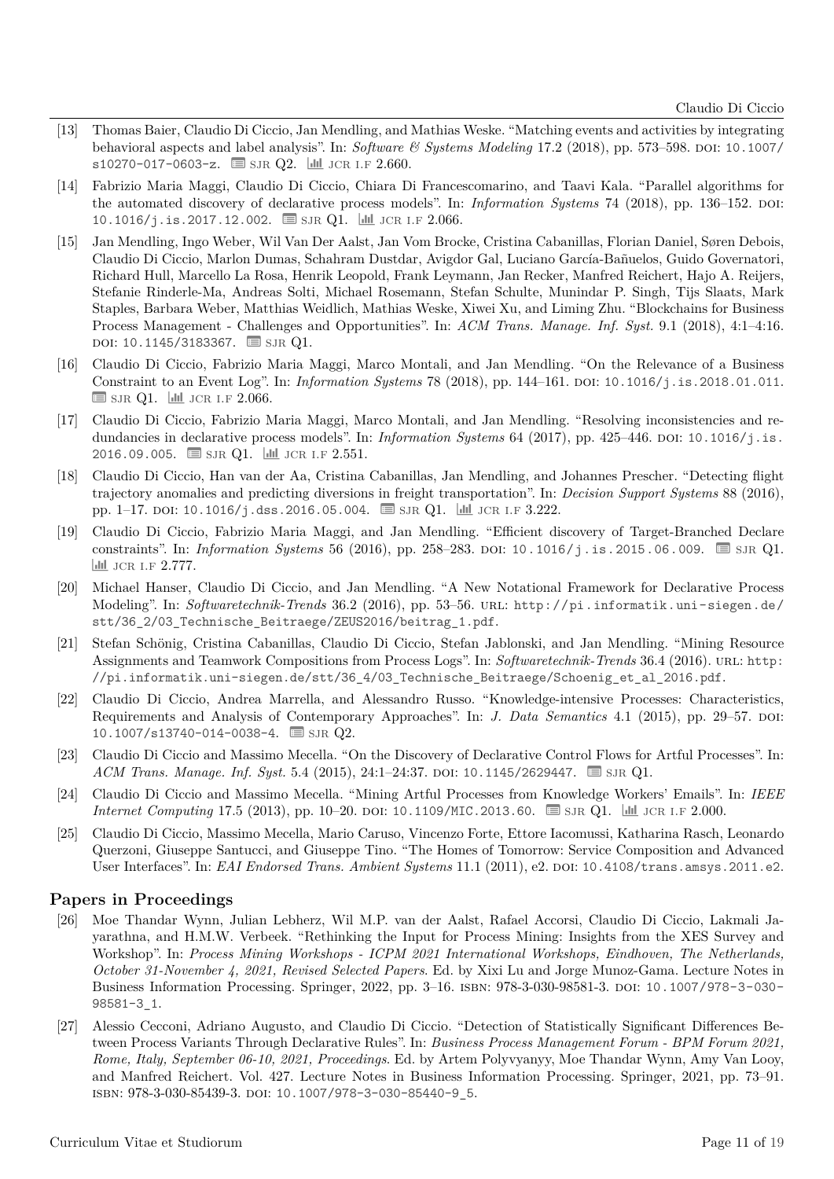[13] Thomas Baier, Claudio Di Ciccio, Jan Mendling, and Mathias Weske. "Matching events and activities by integrating behavioral aspects and label analysis". In: *Software & Systems Modeling* 17.2 (2018), pp. 573–598. DOI: 10.1007/s10270-017-0603-z. SJR Q2. JCR I.F 2.660.

[14] Fabrizio Maria Maggi, Claudio Di Ciccio, Chiara Di Francescomarino, and Taavi Kala. "Parallel algorithms for the automated discovery of declarative process models". In: *Information Systems* 74 (2018), pp. 136–152. DOI: 10.1016/j.is.2017.12.002. SJR Q1. JCR I.F 2.066.

[15] Jan Mendling, Ingo Weber, Wil Van Der Aalst, Jan Vom Brocke, Cristina Cabanillas, Florian Daniel, Søren Debois, Claudio Di Ciccio, Marlon Dumas, Schahram Dustdar, Avigdor Gal, Luciano García-Bañuelos, Guido Governatori, Richard Hull, Marcello La Rosa, Henrik Leopold, Frank Leymann, Jan Recker, Manfred Reichert, Hajo A. Reijers, Stefanie Rinderle-Ma, Andreas Solti, Michael Rosemann, Stefan Schulte, Munindar P. Singh, Tijs Slaats, Mark Staples, Barbara Weber, Matthias Weidlich, Mathias Weske, Xiwei Xu, and Liming Zhu. "Blockchains for Business Process Management - Challenges and Opportunities". In: *ACM Trans. Manage. Inf. Syst.* 9.1 (2018), 4:1–4:16. DOI: 10.1145/3183367. SJR Q1.

[16] Claudio Di Ciccio, Fabrizio Maria Maggi, Marco Montali, and Jan Mendling. "On the Relevance of a Business Constraint to an Event Log". In: *Information Systems* 78 (2018), pp. 144–161. DOI: 10.1016/j.is.2018.01.011. SJR Q1. JCR I.F 2.066.

[17] Claudio Di Ciccio, Fabrizio Maria Maggi, Marco Montali, and Jan Mendling. "Resolving inconsistencies and redundancies in declarative process models". In: *Information Systems* 64 (2017), pp. 425–446. DOI: 10.1016/j.is.2016.09.005. SJR Q1. JCR I.F 2.551.

[18] Claudio Di Ciccio, Han van der Aa, Cristina Cabanillas, Jan Mendling, and Johannes Prescher. "Detecting flight trajectory anomalies and predicting diversions in freight transportation". In: *Decision Support Systems* 88 (2016), pp. 1–17. DOI: 10.1016/j.dss.2016.05.004. SJR Q1. JCR I.F 3.222.

[19] Claudio Di Ciccio, Fabrizio Maria Maggi, and Jan Mendling. "Efficient discovery of Target-Branched Declare constraints". In: *Information Systems* 56 (2016), pp. 258–283. DOI: 10.1016/j.is.2015.06.009. SJR Q1. JCR I.F 2.777.

[20] Michael Hanser, Claudio Di Ciccio, and Jan Mendling. "A New Notational Framework for Declarative Process Modeling". In: *Softwaretechnik-Trends* 36.2 (2016), pp. 53–56. URL: http://pi.informatik.uni-siegen.de/stt/36_2/03_Technische_Beitraege/ZEUS2016/beitrag_1.pdf.

[21] Stefan Schönig, Cristina Cabanillas, Claudio Di Ciccio, Stefan Jablonski, and Jan Mendling. "Mining Resource Assignments and Teamwork Compositions from Process Logs". In: *Softwaretechnik-Trends* 36.4 (2016). URL: http://pi.informatik.uni-siegen.de/stt/36_4/03_Technische_Beitraege/Schoenig_et_al_2016.pdf.

[22] Claudio Di Ciccio, Andrea Marrella, and Alessandro Russo. "Knowledge-intensive Processes: Characteristics, Requirements and Analysis of Contemporary Approaches". In: *J. Data Semantics* 4.1 (2015), pp. 29–57. DOI: 10.1007/s13740-014-0038-4. SJR Q2.

[23] Claudio Di Ciccio and Massimo Mecella. "On the Discovery of Declarative Control Flows for Artful Processes". In: *ACM Trans. Manage. Inf. Syst.* 5.4 (2015), 24:1–24:37. DOI: 10.1145/2629447. SJR Q1.

[24] Claudio Di Ciccio and Massimo Mecella. "Mining Artful Processes from Knowledge Workers' Emails". In: *IEEE Internet Computing* 17.5 (2013), pp. 10–20. DOI: 10.1109/MIC.2013.60. SJR Q1. JCR I.F 2.000.

[25] Claudio Di Ciccio, Massimo Mecella, Mario Caruso, Vincenzo Forte, Ettore Iacomussi, Katharina Rasch, Leonardo Querzoni, Giuseppe Santucci, and Giuseppe Tino. "The Homes of Tomorrow: Service Composition and Advanced User Interfaces". In: *EAI Endorsed Trans. Ambient Systems* 11.1 (2011), e2. DOI: 10.4108/trans.amsys.2011.e2.

## Papers in Proceedings

[26] Moe Thandar Wynn, Julian Lebherz, Wil M.P. van der Aalst, Rafael Accorsi, Claudio Di Ciccio, Lakmali Jayarathna, and H.M.W. Verbeek. "Rethinking the Input for Process Mining: Insights from the XES Survey and Workshop". In: *Process Mining Workshops - ICPM 2021 International Workshops, Eindhoven, The Netherlands, October 31-November 4, 2021, Revised Selected Papers*. Ed. by Xixi Lu and Jorge Munoz-Gama. Lecture Notes in Business Information Processing. Springer, 2022, pp. 3–16. ISBN: 978-3-030-98581-3. DOI: 10.1007/978-3-030-98581-3_1.

[27] Alessio Cecconi, Adriano Augusto, and Claudio Di Ciccio. "Detection of Statistically Significant Differences Between Process Variants Through Declarative Rules". In: *Business Process Management Forum - BPM Forum 2021, Rome, Italy, September 06-10, 2021, Proceedings*. Ed. by Artem Polyvyanyy, Moe Thandar Wynn, Amy Van Looy, and Manfred Reichert. Vol. 427. Lecture Notes in Business Information Processing. Springer, 2021, pp. 73–91. ISBN: 978-3-030-85439-3. DOI: 10.1007/978-3-030-85440-9_5.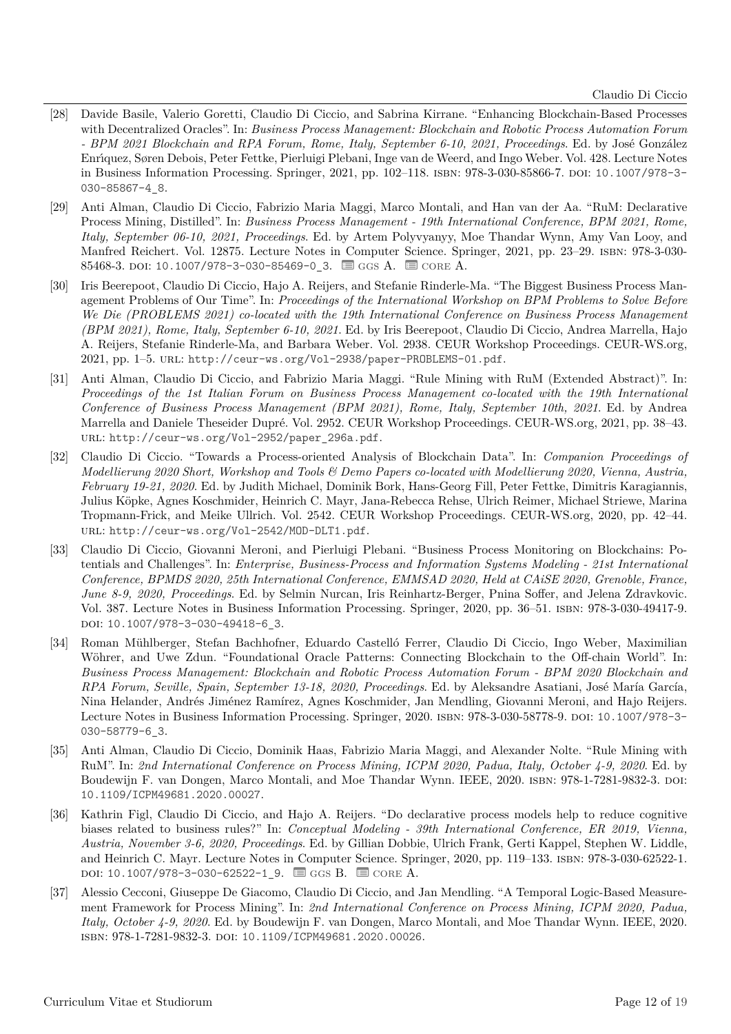[28] Davide Basile, Valerio Goretti, Claudio Di Ciccio, and Sabrina Kirrane. "Enhancing Blockchain-Based Processes with Decentralized Oracles". In: *Business Process Management: Blockchain and Robotic Process Automation Forum - BPM 2021 Blockchain and RPA Forum, Rome, Italy, September 6-10, 2021, Proceedings*. Ed. by José González Enríquez, Søren Debois, Peter Fettke, Pierluigi Plebani, Inge van de Weerd, and Ingo Weber. Vol. 428. Lecture Notes in Business Information Processing. Springer, 2021, pp. 102–118. ISBN: 978-3-030-85866-7. DOI: `10.1007/978-3-030-85867-4_8`.

[29] Anti Alman, Claudio Di Ciccio, Fabrizio Maria Maggi, Marco Montali, and Han van der Aa. "RuM: Declarative Process Mining, Distilled". In: *Business Process Management - 19th International Conference, BPM 2021, Rome, Italy, September 06-10, 2021, Proceedings*. Ed. by Artem Polyvyanyy, Moe Thandar Wynn, Amy Van Looy, and Manfred Reichert. Vol. 12875. Lecture Notes in Computer Science. Springer, 2021, pp. 23–29. ISBN: 978-3-030-85468-3. DOI: `10.1007/978-3-030-85469-0_3`. GGS A. CORE A.

[30] Iris Beerepoot, Claudio Di Ciccio, Hajo A. Reijers, and Stefanie Rinderle-Ma. "The Biggest Business Process Management Problems of Our Time". In: *Proceedings of the International Workshop on BPM Problems to Solve Before We Die (PROBLEMS 2021) co-located with the 19th International Conference on Business Process Management (BPM 2021), Rome, Italy, September 6-10, 2021*. Ed. by Iris Beerepoot, Claudio Di Ciccio, Andrea Marrella, Hajo A. Reijers, Stefanie Rinderle-Ma, and Barbara Weber. Vol. 2938. CEUR Workshop Proceedings. CEUR-WS.org, 2021, pp. 1–5. URL: `http://ceur-ws.org/Vol-2938/paper-PROBLEMS-01.pdf`.

[31] Anti Alman, Claudio Di Ciccio, and Fabrizio Maria Maggi. "Rule Mining with RuM (Extended Abstract)". In: *Proceedings of the 1st Italian Forum on Business Process Management co-located with the 19th International Conference of Business Process Management (BPM 2021), Rome, Italy, September 10th, 2021*. Ed. by Andrea Marrella and Daniele Theseider Dupré. Vol. 2952. CEUR Workshop Proceedings. CEUR-WS.org, 2021, pp. 38–43. URL: `http://ceur-ws.org/Vol-2952/paper_296a.pdf`.

[32] Claudio Di Ciccio. "Towards a Process-oriented Analysis of Blockchain Data". In: *Companion Proceedings of Modellierung 2020 Short, Workshop and Tools & Demo Papers co-located with Modellierung 2020, Vienna, Austria, February 19-21, 2020*. Ed. by Judith Michael, Dominik Bork, Hans-Georg Fill, Peter Fettke, Dimitris Karagiannis, Julius Köpke, Agnes Koschmider, Heinrich C. Mayr, Jana-Rebecca Rehse, Ulrich Reimer, Michael Striewe, Marina Tropmann-Frick, and Meike Ullrich. Vol. 2542. CEUR Workshop Proceedings. CEUR-WS.org, 2020, pp. 42–44. URL: `http://ceur-ws.org/Vol-2542/MOD-DLT1.pdf`.

[33] Claudio Di Ciccio, Giovanni Meroni, and Pierluigi Plebani. "Business Process Monitoring on Blockchains: Potentials and Challenges". In: *Enterprise, Business-Process and Information Systems Modeling - 21st International Conference, BPMDS 2020, 25th International Conference, EMMSAD 2020, Held at CAiSE 2020, Grenoble, France, June 8-9, 2020, Proceedings*. Ed. by Selmin Nurcan, Iris Reinhartz-Berger, Pnina Soffer, and Jelena Zdravkovic. Vol. 387. Lecture Notes in Business Information Processing. Springer, 2020, pp. 36–51. ISBN: 978-3-030-49417-9. DOI: `10.1007/978-3-030-49418-6_3`.

[34] Roman Mühlberger, Stefan Bachhofner, Eduardo Castelló Ferrer, Claudio Di Ciccio, Ingo Weber, Maximilian Wöhrer, and Uwe Zdun. "Foundational Oracle Patterns: Connecting Blockchain to the Off-chain World". In: *Business Process Management: Blockchain and Robotic Process Automation Forum - BPM 2020 Blockchain and RPA Forum, Seville, Spain, September 13-18, 2020, Proceedings*. Ed. by Aleksandre Asatiani, José María García, Nina Helander, Andrés Jiménez Ramírez, Agnes Koschmider, Jan Mendling, Giovanni Meroni, and Hajo Reijers. Lecture Notes in Business Information Processing. Springer, 2020. ISBN: 978-3-030-58778-9. DOI: `10.1007/978-3-030-58779-6_3`.

[35] Anti Alman, Claudio Di Ciccio, Dominik Haas, Fabrizio Maria Maggi, and Alexander Nolte. "Rule Mining with RuM". In: *2nd International Conference on Process Mining, ICPM 2020, Padua, Italy, October 4-9, 2020*. Ed. by Boudewijn F. van Dongen, Marco Montali, and Moe Thandar Wynn. IEEE, 2020. ISBN: 978-1-7281-9832-3. DOI: `10.1109/ICPM49681.2020.00027`.

[36] Kathrin Figl, Claudio Di Ciccio, and Hajo A. Reijers. "Do declarative process models help to reduce cognitive biases related to business rules?" In: *Conceptual Modeling - 39th International Conference, ER 2019, Vienna, Austria, November 3-6, 2020, Proceedings*. Ed. by Gillian Dobbie, Ulrich Frank, Gerti Kappel, Stephen W. Liddle, and Heinrich C. Mayr. Lecture Notes in Computer Science. Springer, 2020, pp. 119–133. ISBN: 978-3-030-62522-1. DOI: `10.1007/978-3-030-62522-1_9`. GGS B. CORE A.

[37] Alessio Cecconi, Giuseppe De Giacomo, Claudio Di Ciccio, and Jan Mendling. "A Temporal Logic-Based Measurement Framework for Process Mining". In: *2nd International Conference on Process Mining, ICPM 2020, Padua, Italy, October 4-9, 2020*. Ed. by Boudewijn F. van Dongen, Marco Montali, and Moe Thandar Wynn. IEEE, 2020. ISBN: 978-1-7281-9832-3. DOI: `10.1109/ICPM49681.2020.00026`.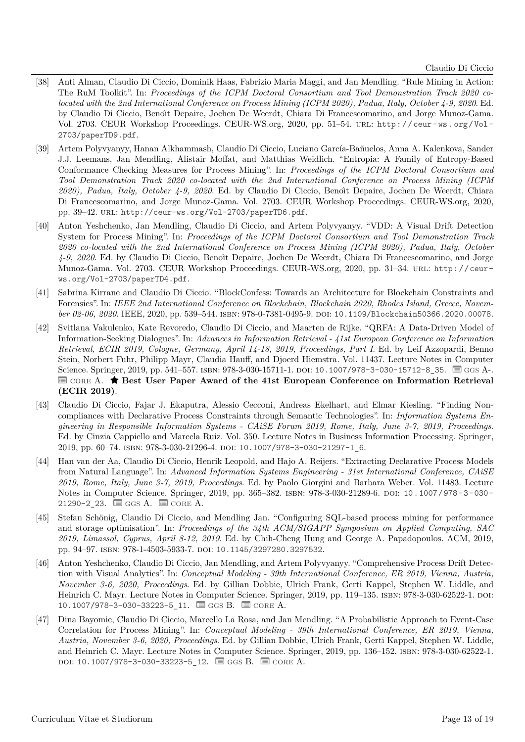[38] Anti Alman, Claudio Di Ciccio, Dominik Haas, Fabrizio Maria Maggi, and Jan Mendling. "Rule Mining in Action: The RuM Toolkit". In: *Proceedings of the ICPM Doctoral Consortium and Tool Demonstration Track 2020 co-located with the 2nd International Conference on Process Mining (ICPM 2020), Padua, Italy, October 4-9, 2020*. Ed. by Claudio Di Ciccio, Benoît Depaire, Jochen De Weerdt, Chiara Di Francescomarino, and Jorge Munoz-Gama. Vol. 2703. CEUR Workshop Proceedings. CEUR-WS.org, 2020, pp. 51–54. URL: http://ceur-ws.org/Vol-2703/paperTD9.pdf.

[39] Artem Polyvyanyy, Hanan Alkhammash, Claudio Di Ciccio, Luciano García-Bañuelos, Anna A. Kalenkova, Sander J.J. Leemans, Jan Mendling, Alistair Moffat, and Matthias Weidlich. "Entropia: A Family of Entropy-Based Conformance Checking Measures for Process Mining". In: *Proceedings of the ICPM Doctoral Consortium and Tool Demonstration Track 2020 co-located with the 2nd International Conference on Process Mining (ICPM 2020), Padua, Italy, October 4-9, 2020*. Ed. by Claudio Di Ciccio, Benoît Depaire, Jochen De Weerdt, Chiara Di Francescomarino, and Jorge Munoz-Gama. Vol. 2703. CEUR Workshop Proceedings. CEUR-WS.org, 2020, pp. 39–42. URL: http://ceur-ws.org/Vol-2703/paperTD6.pdf.

[40] Anton Yeshchenko, Jan Mendling, Claudio Di Ciccio, and Artem Polyvyanyy. "VDD: A Visual Drift Detection System for Process Mining". In: *Proceedings of the ICPM Doctoral Consortium and Tool Demonstration Track 2020 co-located with the 2nd International Conference on Process Mining (ICPM 2020), Padua, Italy, October 4-9, 2020*. Ed. by Claudio Di Ciccio, Benoît Depaire, Jochen De Weerdt, Chiara Di Francescomarino, and Jorge Munoz-Gama. Vol. 2703. CEUR Workshop Proceedings. CEUR-WS.org, 2020, pp. 31–34. URL: http://ceur-ws.org/Vol-2703/paperTD4.pdf.

[41] Sabrina Kirrane and Claudio Di Ciccio. "BlockConfess: Towards an Architecture for Blockchain Constraints and Forensics". In: *IEEE 2nd International Conference on Blockchain, Blockchain 2020, Rhodes Island, Greece, November 02-06, 2020*. IEEE, 2020, pp. 539–544. ISBN: 978-0-7381-0495-9. DOI: 10.1109/Blockchain50366.2020.00078.

[42] Svitlana Vakulenko, Kate Revoredo, Claudio Di Ciccio, and Maarten de Rijke. "QRFA: A Data-Driven Model of Information-Seeking Dialogues". In: *Advances in Information Retrieval - 41st European Conference on Information Retrieval, ECIR 2019, Cologne, Germany, April 14-18, 2019, Proceedings, Part I*. Ed. by Leif Azzopardi, Benno Stein, Norbert Fuhr, Philipp Mayr, Claudia Hauff, and Djoerd Hiemstra. Vol. 11437. Lecture Notes in Computer Science. Springer, 2019, pp. 541–557. ISBN: 978-3-030-15711-1. DOI: 10.1007/978-3-030-15712-8_35. GGS A-. CORE A. ★ **Best User Paper Award of the 41st European Conference on Information Retrieval (ECIR 2019)**.

[43] Claudio Di Ciccio, Fajar J. Ekaputra, Alessio Cecconi, Andreas Ekelhart, and Elmar Kiesling. "Finding Non-compliances with Declarative Process Constraints through Semantic Technologies". In: *Information Systems Engineering in Responsible Information Systems - CAiSE Forum 2019, Rome, Italy, June 3-7, 2019, Proceedings*. Ed. by Cinzia Cappiello and Marcela Ruiz. Vol. 350. Lecture Notes in Business Information Processing. Springer, 2019, pp. 60–74. ISBN: 978-3-030-21296-4. DOI: 10.1007/978-3-030-21297-1_6.

[44] Han van der Aa, Claudio Di Ciccio, Henrik Leopold, and Hajo A. Reijers. "Extracting Declarative Process Models from Natural Language". In: *Advanced Information Systems Engineering - 31st International Conference, CAiSE 2019, Rome, Italy, June 3-7, 2019, Proceedings*. Ed. by Paolo Giorgini and Barbara Weber. Vol. 11483. Lecture Notes in Computer Science. Springer, 2019, pp. 365–382. ISBN: 978-3-030-21289-6. DOI: 10.1007/978-3-030-21290-2_23. GGS A. CORE A.

[45] Stefan Schönig, Claudio Di Ciccio, and Mendling Jan. "Configuring SQL-based process mining for performance and storage optimisation". In: *Proceedings of the 34th ACM/SIGAPP Symposium on Applied Computing, SAC 2019, Limassol, Cyprus, April 8-12, 2019*. Ed. by Chih-Cheng Hung and George A. Papadopoulos. ACM, 2019, pp. 94–97. ISBN: 978-1-4503-5933-7. DOI: 10.1145/3297280.3297532.

[46] Anton Yeshchenko, Claudio Di Ciccio, Jan Mendling, and Artem Polyvyanyy. "Comprehensive Process Drift Detection with Visual Analytics". In: *Conceptual Modeling - 39th International Conference, ER 2019, Vienna, Austria, November 3-6, 2020, Proceedings*. Ed. by Gillian Dobbie, Ulrich Frank, Gerti Kappel, Stephen W. Liddle, and Heinrich C. Mayr. Lecture Notes in Computer Science. Springer, 2019, pp. 119–135. ISBN: 978-3-030-62522-1. DOI: 10.1007/978-3-030-33223-5_11. GGS B. CORE A.

[47] Dina Bayomie, Claudio Di Ciccio, Marcello La Rosa, and Jan Mendling. "A Probabilistic Approach to Event-Case Correlation for Process Mining". In: *Conceptual Modeling - 39th International Conference, ER 2019, Vienna, Austria, November 3-6, 2020, Proceedings*. Ed. by Gillian Dobbie, Ulrich Frank, Gerti Kappel, Stephen W. Liddle, and Heinrich C. Mayr. Lecture Notes in Computer Science. Springer, 2019, pp. 136–152. ISBN: 978-3-030-62522-1. DOI: 10.1007/978-3-030-33223-5_12. GGS B. CORE A.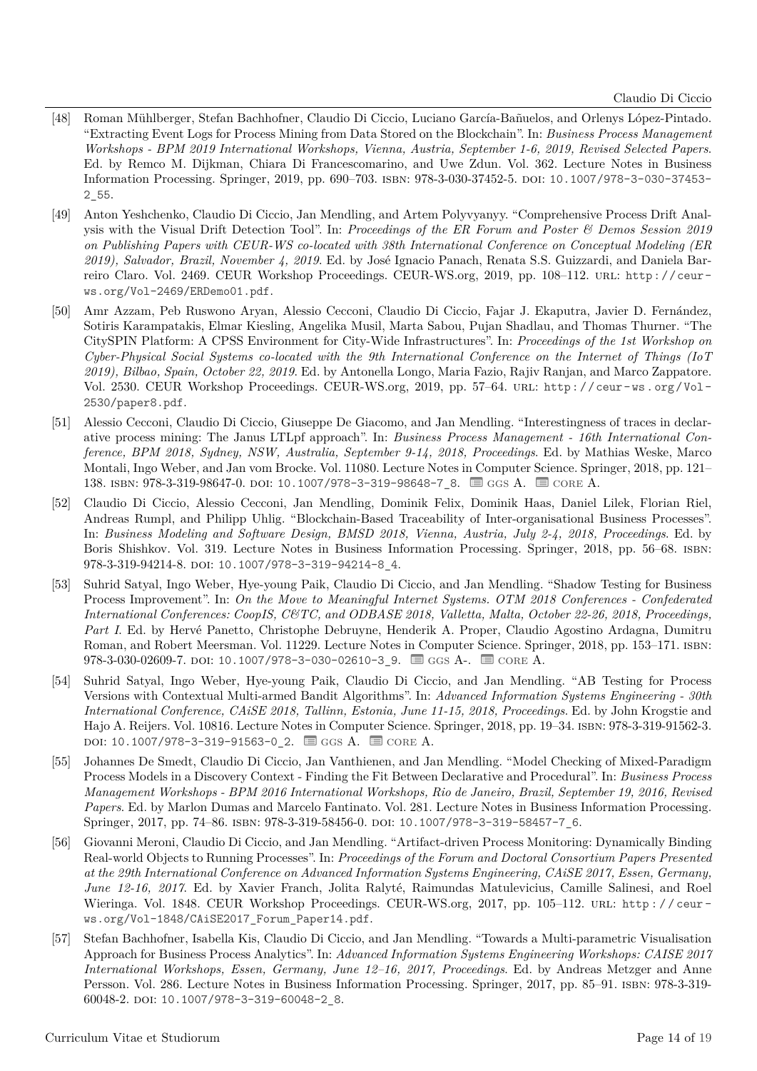- [48] Roman Mühlberger, Stefan Bachhofner, Claudio Di Ciccio, Luciano García-Bañuelos, and Orlenys López-Pintado. "Extracting Event Logs for Process Mining from Data Stored on the Blockchain". In: *Business Process Management Workshops - BPM 2019 International Workshops, Vienna, Austria, September 1-6, 2019, Revised Selected Papers*. Ed. by Remco M. Dijkman, Chiara Di Francescomarino, and Uwe Zdun. Vol. 362. Lecture Notes in Business Information Processing. Springer, 2019, pp. 690–703. ISBN: 978-3-030-37452-5. DOI: 10.1007/978-3-030-37453-2_55.

- [49] Anton Yeshchenko, Claudio Di Ciccio, Jan Mendling, and Artem Polyvyanyy. "Comprehensive Process Drift Analysis with the Visual Drift Detection Tool". In: *Proceedings of the ER Forum and Poster & Demos Session 2019 on Publishing Papers with CEUR-WS co-located with 38th International Conference on Conceptual Modeling (ER 2019), Salvador, Brazil, November 4, 2019*. Ed. by José Ignacio Panach, Renata S.S. Guizzardi, and Daniela Barreiro Claro. Vol. 2469. CEUR Workshop Proceedings. CEUR-WS.org, 2019, pp. 108–112. URL: http://ceur-ws.org/Vol-2469/ERDemo01.pdf.

- [50] Amr Azzam, Peb Ruswono Aryan, Alessio Cecconi, Claudio Di Ciccio, Fajar J. Ekaputra, Javier D. Fernández, Sotiris Karampatakis, Elmar Kiesling, Angelika Musil, Marta Sabou, Pujan Shadlau, and Thomas Thurner. "The CitySPIN Platform: A CPSS Environment for City-Wide Infrastructures". In: *Proceedings of the 1st Workshop on Cyber-Physical Social Systems co-located with the 9th International Conference on the Internet of Things (IoT 2019), Bilbao, Spain, October 22, 2019*. Ed. by Antonella Longo, Maria Fazio, Rajiv Ranjan, and Marco Zappatore. Vol. 2530. CEUR Workshop Proceedings. CEUR-WS.org, 2019, pp. 57–64. URL: http://ceur-ws.org/Vol-2530/paper8.pdf.

- [51] Alessio Cecconi, Claudio Di Ciccio, Giuseppe De Giacomo, and Jan Mendling. "Interestingness of traces in declarative process mining: The Janus LTLpf approach". In: *Business Process Management - 16th International Conference, BPM 2018, Sydney, NSW, Australia, September 9-14, 2018, Proceedings*. Ed. by Mathias Weske, Marco Montali, Ingo Weber, and Jan vom Brocke. Vol. 11080. Lecture Notes in Computer Science. Springer, 2018, pp. 121–138. ISBN: 978-3-319-98647-0. DOI: 10.1007/978-3-319-98648-7_8. GGS A. CORE A.

- [52] Claudio Di Ciccio, Alessio Cecconi, Jan Mendling, Dominik Felix, Dominik Haas, Daniel Lilek, Florian Riel, Andreas Rumpl, and Philipp Uhlig. "Blockchain-Based Traceability of Inter-organisational Business Processes". In: *Business Modeling and Software Design, BMSD 2018, Vienna, Austria, July 2-4, 2018, Proceedings*. Ed. by Boris Shishkov. Vol. 319. Lecture Notes in Business Information Processing. Springer, 2018, pp. 56–68. ISBN: 978-3-319-94214-8. DOI: 10.1007/978-3-319-94214-8_4.

- [53] Suhrid Satyal, Ingo Weber, Hye-young Paik, Claudio Di Ciccio, and Jan Mendling. "Shadow Testing for Business Process Improvement". In: *On the Move to Meaningful Internet Systems. OTM 2018 Conferences - Confederated International Conferences: CoopIS, C&TC, and ODBASE 2018, Valletta, Malta, October 22-26, 2018, Proceedings, Part I*. Ed. by Hervé Panetto, Christophe Debruyne, Henderik A. Proper, Claudio Agostino Ardagna, Dumitru Roman, and Robert Meersman. Vol. 11229. Lecture Notes in Computer Science. Springer, 2018, pp. 153–171. ISBN: 978-3-030-02609-7. DOI: 10.1007/978-3-030-02610-3_9. GGS A-. CORE A.

- [54] Suhrid Satyal, Ingo Weber, Hye-young Paik, Claudio Di Ciccio, and Jan Mendling. "AB Testing for Process Versions with Contextual Multi-armed Bandit Algorithms". In: *Advanced Information Systems Engineering - 30th International Conference, CAiSE 2018, Tallinn, Estonia, June 11-15, 2018, Proceedings*. Ed. by John Krogstie and Hajo A. Reijers. Vol. 10816. Lecture Notes in Computer Science. Springer, 2018, pp. 19–34. ISBN: 978-3-319-91562-3. DOI: 10.1007/978-3-319-91563-0_2. GGS A. CORE A.

- [55] Johannes De Smedt, Claudio Di Ciccio, Jan Vanthienen, and Jan Mendling. "Model Checking of Mixed-Paradigm Process Models in a Discovery Context - Finding the Fit Between Declarative and Procedural". In: *Business Process Management Workshops - BPM 2016 International Workshops, Rio de Janeiro, Brazil, September 19, 2016, Revised Papers*. Ed. by Marlon Dumas and Marcelo Fantinato. Vol. 281. Lecture Notes in Business Information Processing. Springer, 2017, pp. 74–86. ISBN: 978-3-319-58456-0. DOI: 10.1007/978-3-319-58457-7_6.

- [56] Giovanni Meroni, Claudio Di Ciccio, and Jan Mendling. "Artifact-driven Process Monitoring: Dynamically Binding Real-world Objects to Running Processes". In: *Proceedings of the Forum and Doctoral Consortium Papers Presented at the 29th International Conference on Advanced Information Systems Engineering, CAiSE 2017, Essen, Germany, June 12-16, 2017*. Ed. by Xavier Franch, Jolita Ralyté, Raimundas Matulevicius, Camille Salinesi, and Roel Wieringa. Vol. 1848. CEUR Workshop Proceedings. CEUR-WS.org, 2017, pp. 105–112. URL: http://ceur-ws.org/Vol-1848/CAiSE2017_Forum_Paper14.pdf.

- [57] Stefan Bachhofner, Isabella Kis, Claudio Di Ciccio, and Jan Mendling. "Towards a Multi-parametric Visualisation Approach for Business Process Analytics". In: *Advanced Information Systems Engineering Workshops: CAISE 2017 International Workshops, Essen, Germany, June 12–16, 2017, Proceedings*. Ed. by Andreas Metzger and Anne Persson. Vol. 286. Lecture Notes in Business Information Processing. Springer, 2017, pp. 85–91. ISBN: 978-3-319-60048-2. DOI: 10.1007/978-3-319-60048-2_8.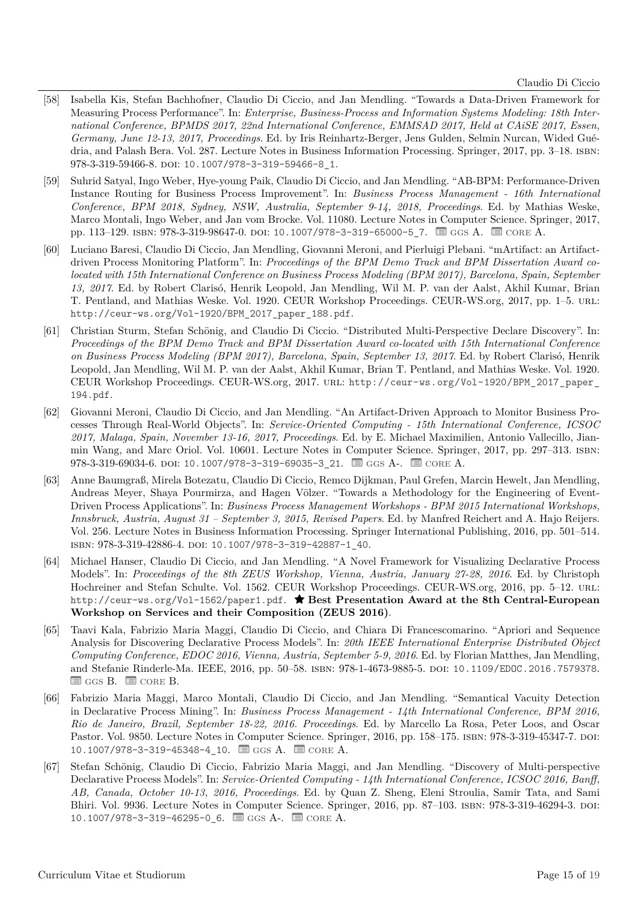[58] Isabella Kis, Stefan Bachhofner, Claudio Di Ciccio, and Jan Mendling. "Towards a Data-Driven Framework for Measuring Process Performance". In: *Enterprise, Business-Process and Information Systems Modeling: 18th International Conference, BPMDS 2017, 22nd International Conference, EMMSAD 2017, Held at CAiSE 2017, Essen, Germany, June 12-13, 2017, Proceedings*. Ed. by Iris Reinhartz-Berger, Jens Gulden, Selmin Nurcan, Wided Guédria, and Palash Bera. Vol. 287. Lecture Notes in Business Information Processing. Springer, 2017, pp. 3–18. ISBN: 978-3-319-59466-8. DOI: 10.1007/978-3-319-59466-8_1.

[59] Suhrid Satyal, Ingo Weber, Hye-young Paik, Claudio Di Ciccio, and Jan Mendling. "AB-BPM: Performance-Driven Instance Routing for Business Process Improvement". In: *Business Process Management - 16th International Conference, BPM 2018, Sydney, NSW, Australia, September 9-14, 2018, Proceedings*. Ed. by Mathias Weske, Marco Montali, Ingo Weber, and Jan vom Brocke. Vol. 11080. Lecture Notes in Computer Science. Springer, 2017, pp. 113–129. ISBN: 978-3-319-98647-0. DOI: 10.1007/978-3-319-65000-5_7. GGS A. CORE A.

[60] Luciano Baresi, Claudio Di Ciccio, Jan Mendling, Giovanni Meroni, and Pierluigi Plebani. "mArtifact: an Artifact-driven Process Monitoring Platform". In: *Proceedings of the BPM Demo Track and BPM Dissertation Award co-located with 15th International Conference on Business Process Modeling (BPM 2017), Barcelona, Spain, September 13, 2017*. Ed. by Robert Clarisó, Henrik Leopold, Jan Mendling, Wil M. P. van der Aalst, Akhil Kumar, Brian T. Pentland, and Mathias Weske. Vol. 1920. CEUR Workshop Proceedings. CEUR-WS.org, 2017, pp. 1–5. URL: http://ceur-ws.org/Vol-1920/BPM_2017_paper_188.pdf.

[61] Christian Sturm, Stefan Schönig, and Claudio Di Ciccio. "Distributed Multi-Perspective Declare Discovery". In: *Proceedings of the BPM Demo Track and BPM Dissertation Award co-located with 15th International Conference on Business Process Modeling (BPM 2017), Barcelona, Spain, September 13, 2017*. Ed. by Robert Clarisó, Henrik Leopold, Jan Mendling, Wil M. P. van der Aalst, Akhil Kumar, Brian T. Pentland, and Mathias Weske. Vol. 1920. CEUR Workshop Proceedings. CEUR-WS.org, 2017. URL: http://ceur-ws.org/Vol-1920/BPM_2017_paper_194.pdf.

[62] Giovanni Meroni, Claudio Di Ciccio, and Jan Mendling. "An Artifact-Driven Approach to Monitor Business Processes Through Real-World Objects". In: *Service-Oriented Computing - 15th International Conference, ICSOC 2017, Malaga, Spain, November 13-16, 2017, Proceedings*. Ed. by E. Michael Maximilien, Antonio Vallecillo, Jianmin Wang, and Marc Oriol. Vol. 10601. Lecture Notes in Computer Science. Springer, 2017, pp. 297–313. ISBN: 978-3-319-69034-6. DOI: 10.1007/978-3-319-69035-3_21. GGS A-. CORE A.

[63] Anne Baumgraß, Mirela Botezatu, Claudio Di Ciccio, Remco Dijkman, Paul Grefen, Marcin Hewelt, Jan Mendling, Andreas Meyer, Shaya Pourmirza, and Hagen Völzer. "Towards a Methodology for the Engineering of Event-Driven Process Applications". In: *Business Process Management Workshops - BPM 2015 International Workshops, Innsbruck, Austria, August 31 – September 3, 2015, Revised Papers*. Ed. by Manfred Reichert and A. Hajo Reijers. Vol. 256. Lecture Notes in Business Information Processing. Springer International Publishing, 2016, pp. 501–514. ISBN: 978-3-319-42886-4. DOI: 10.1007/978-3-319-42887-1_40.

[64] Michael Hanser, Claudio Di Ciccio, and Jan Mendling. "A Novel Framework for Visualizing Declarative Process Models". In: *Proceedings of the 8th ZEUS Workshop, Vienna, Austria, January 27-28, 2016*. Ed. by Christoph Hochreiner and Stefan Schulte. Vol. 1562. CEUR Workshop Proceedings. CEUR-WS.org, 2016, pp. 5–12. URL: http://ceur-ws.org/Vol-1562/paper1.pdf. ★ **Best Presentation Award at the 8th Central-European Workshop on Services and their Composition (ZEUS 2016)**.

[65] Taavi Kala, Fabrizio Maria Maggi, Claudio Di Ciccio, and Chiara Di Francescomarino. "Apriori and Sequence Analysis for Discovering Declarative Process Models". In: *20th IEEE International Enterprise Distributed Object Computing Conference, EDOC 2016, Vienna, Austria, September 5-9, 2016*. Ed. by Florian Matthes, Jan Mendling, and Stefanie Rinderle-Ma. IEEE, 2016, pp. 50–58. ISBN: 978-1-4673-9885-5. DOI: 10.1109/EDOC.2016.7579378. GGS B. CORE B.

[66] Fabrizio Maria Maggi, Marco Montali, Claudio Di Ciccio, and Jan Mendling. "Semantical Vacuity Detection in Declarative Process Mining". In: *Business Process Management - 14th International Conference, BPM 2016, Rio de Janeiro, Brazil, September 18-22, 2016. Proceedings*. Ed. by Marcello La Rosa, Peter Loos, and Oscar Pastor. Vol. 9850. Lecture Notes in Computer Science. Springer, 2016, pp. 158–175. ISBN: 978-3-319-45347-7. DOI: 10.1007/978-3-319-45348-4_10. GGS A. CORE A.

[67] Stefan Schönig, Claudio Di Ciccio, Fabrizio Maria Maggi, and Jan Mendling. "Discovery of Multi-perspective Declarative Process Models". In: *Service-Oriented Computing - 14th International Conference, ICSOC 2016, Banff, AB, Canada, October 10-13, 2016, Proceedings*. Ed. by Quan Z. Sheng, Eleni Stroulia, Samir Tata, and Sami Bhiri. Vol. 9936. Lecture Notes in Computer Science. Springer, 2016, pp. 87–103. ISBN: 978-3-319-46294-3. DOI: 10.1007/978-3-319-46295-0_6. GGS A-. CORE A.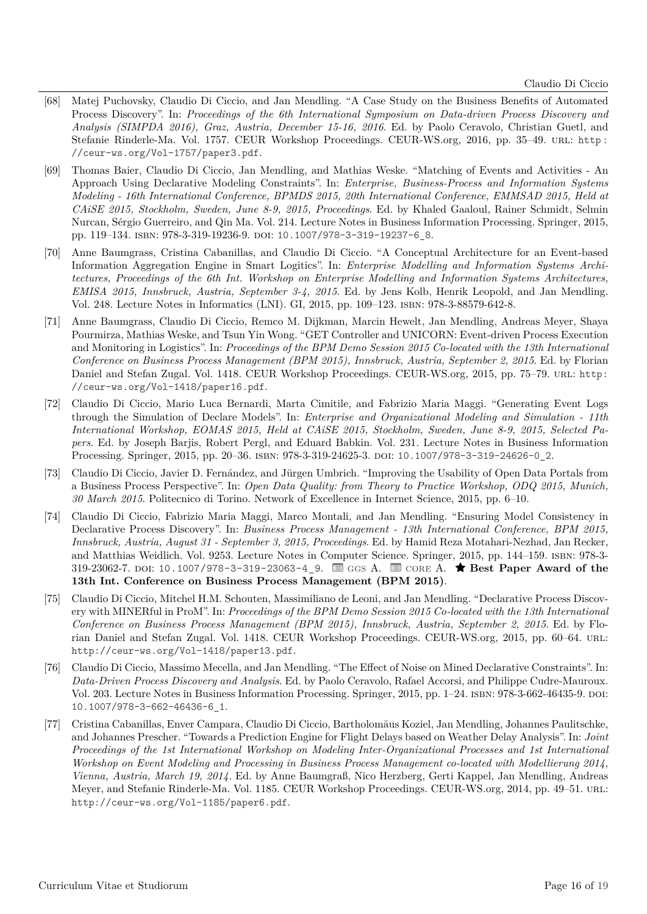[68] Matej Puchovsky, Claudio Di Ciccio, and Jan Mendling. "A Case Study on the Business Benefits of Automated Process Discovery". In: *Proceedings of the 6th International Symposium on Data-driven Process Discovery and Analysis (SIMPDA 2016), Graz, Austria, December 15-16, 2016*. Ed. by Paolo Ceravolo, Christian Guetl, and Stefanie Rinderle-Ma. Vol. 1757. CEUR Workshop Proceedings. CEUR-WS.org, 2016, pp. 35–49. URL: http://ceur-ws.org/Vol-1757/paper3.pdf.

[69] Thomas Baier, Claudio Di Ciccio, Jan Mendling, and Mathias Weske. "Matching of Events and Activities - An Approach Using Declarative Modeling Constraints". In: *Enterprise, Business-Process and Information Systems Modeling - 16th International Conference, BPMDS 2015, 20th International Conference, EMMSAD 2015, Held at CAiSE 2015, Stockholm, Sweden, June 8-9, 2015, Proceedings*. Ed. by Khaled Gaaloul, Rainer Schmidt, Selmin Nurcan, Sérgio Guerreiro, and Qin Ma. Vol. 214. Lecture Notes in Business Information Processing. Springer, 2015, pp. 119–134. ISBN: 978-3-319-19236-9. DOI: 10.1007/978-3-319-19237-6_8.

[70] Anne Baumgrass, Cristina Cabanillas, and Claudio Di Ciccio. "A Conceptual Architecture for an Event-based Information Aggregation Engine in Smart Logitics". In: *Enterprise Modelling and Information Systems Architectures, Proceedings of the 6th Int. Workshop on Enterprise Modelling and Information Systems Architectures, EMISA 2015, Innsbruck, Austria, September 3-4, 2015*. Ed. by Jens Kolb, Henrik Leopold, and Jan Mendling. Vol. 248. Lecture Notes in Informatics (LNI). GI, 2015, pp. 109–123. ISBN: 978-3-88579-642-8.

[71] Anne Baumgrass, Claudio Di Ciccio, Remco M. Dijkman, Marcin Hewelt, Jan Mendling, Andreas Meyer, Shaya Pourmirza, Mathias Weske, and Tsun Yin Wong. "GET Controller and UNICORN: Event-driven Process Execution and Monitoring in Logistics". In: *Proceedings of the BPM Demo Session 2015 Co-located with the 13th International Conference on Business Process Management (BPM 2015), Innsbruck, Austria, September 2, 2015*. Ed. by Florian Daniel and Stefan Zugal. Vol. 1418. CEUR Workshop Proceedings. CEUR-WS.org, 2015, pp. 75–79. URL: http://ceur-ws.org/Vol-1418/paper16.pdf.

[72] Claudio Di Ciccio, Mario Luca Bernardi, Marta Cimitile, and Fabrizio Maria Maggi. "Generating Event Logs through the Simulation of Declare Models". In: *Enterprise and Organizational Modeling and Simulation - 11th International Workshop, EOMAS 2015, Held at CAiSE 2015, Stockholm, Sweden, June 8-9, 2015, Selected Papers*. Ed. by Joseph Barjis, Robert Pergl, and Eduard Babkin. Vol. 231. Lecture Notes in Business Information Processing. Springer, 2015, pp. 20–36. ISBN: 978-3-319-24625-3. DOI: 10.1007/978-3-319-24626-0_2.

[73] Claudio Di Ciccio, Javier D. Fernández, and Jürgen Umbrich. "Improving the Usability of Open Data Portals from a Business Process Perspective". In: *Open Data Quality: from Theory to Practice Workshop, ODQ 2015, Munich, 30 March 2015*. Politecnico di Torino. Network of Excellence in Internet Science, 2015, pp. 6–10.

[74] Claudio Di Ciccio, Fabrizio Maria Maggi, Marco Montali, and Jan Mendling. "Ensuring Model Consistency in Declarative Process Discovery". In: *Business Process Management - 13th International Conference, BPM 2015, Innsbruck, Austria, August 31 - September 3, 2015, Proceedings*. Ed. by Hamid Reza Motahari-Nezhad, Jan Recker, and Matthias Weidlich. Vol. 9253. Lecture Notes in Computer Science. Springer, 2015, pp. 144–159. ISBN: 978-3-319-23062-7. DOI: 10.1007/978-3-319-23063-4_9. GGS A. CORE A. ★ **Best Paper Award of the 13th Int. Conference on Business Process Management (BPM 2015)**.

[75] Claudio Di Ciccio, Mitchel H.M. Schouten, Massimiliano de Leoni, and Jan Mendling. "Declarative Process Discovery with MINERful in ProM". In: *Proceedings of the BPM Demo Session 2015 Co-located with the 13th International Conference on Business Process Management (BPM 2015), Innsbruck, Austria, September 2, 2015*. Ed. by Florian Daniel and Stefan Zugal. Vol. 1418. CEUR Workshop Proceedings. CEUR-WS.org, 2015, pp. 60–64. URL: http://ceur-ws.org/Vol-1418/paper13.pdf.

[76] Claudio Di Ciccio, Massimo Mecella, and Jan Mendling. "The Effect of Noise on Mined Declarative Constraints". In: *Data-Driven Process Discovery and Analysis*. Ed. by Paolo Ceravolo, Rafael Accorsi, and Philippe Cudre-Mauroux. Vol. 203. Lecture Notes in Business Information Processing. Springer, 2015, pp. 1–24. ISBN: 978-3-662-46435-9. DOI: 10.1007/978-3-662-46436-6_1.

[77] Cristina Cabanillas, Enver Campara, Claudio Di Ciccio, Bartholomäus Koziel, Jan Mendling, Johannes Paulitschke, and Johannes Prescher. "Towards a Prediction Engine for Flight Delays based on Weather Delay Analysis". In: *Joint Proceedings of the 1st International Workshop on Modeling Inter-Organizational Processes and 1st International Workshop on Event Modeling and Processing in Business Process Management co-located with Modellierung 2014, Vienna, Austria, March 19, 2014*. Ed. by Anne Baumgraß, Nico Herzberg, Gerti Kappel, Jan Mendling, Andreas Meyer, and Stefanie Rinderle-Ma. Vol. 1185. CEUR Workshop Proceedings. CEUR-WS.org, 2014, pp. 49–51. URL: http://ceur-ws.org/Vol-1185/paper6.pdf.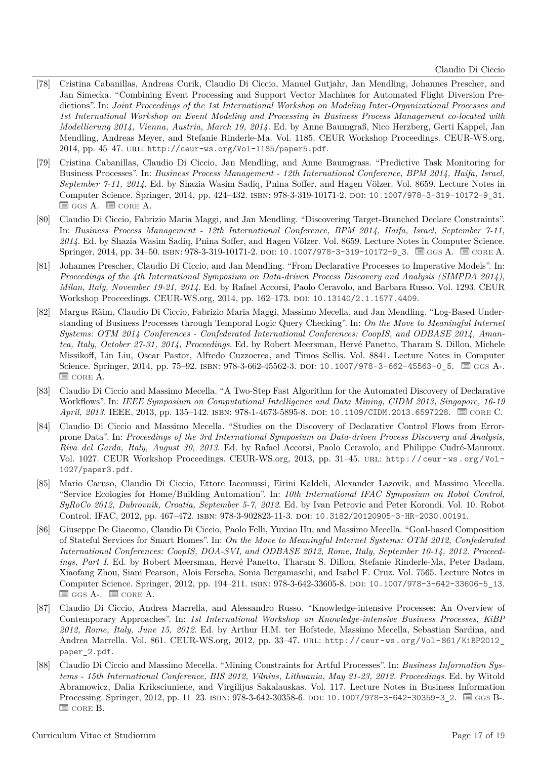[78] Cristina Cabanillas, Andreas Curik, Claudio Di Ciccio, Manuel Gutjahr, Jan Mendling, Johannes Prescher, and Jan Simecka. "Combining Event Processing and Support Vector Machines for Automated Flight Diversion Predictions". In: *Joint Proceedings of the 1st International Workshop on Modeling Inter-Organizational Processes and 1st International Workshop on Event Modeling and Processing in Business Process Management co-located with Modellierung 2014, Vienna, Austria, March 19, 2014*. Ed. by Anne Baumgraß, Nico Herzberg, Gerti Kappel, Jan Mendling, Andreas Meyer, and Stefanie Rinderle-Ma. Vol. 1185. CEUR Workshop Proceedings. CEUR-WS.org, 2014, pp. 45–47. URL: http://ceur-ws.org/Vol-1185/paper5.pdf.

[79] Cristina Cabanillas, Claudio Di Ciccio, Jan Mendling, and Anne Baumgrass. "Predictive Task Monitoring for Business Processes". In: *Business Process Management - 12th International Conference, BPM 2014, Haifa, Israel, September 7-11, 2014*. Ed. by Shazia Wasim Sadiq, Pnina Soffer, and Hagen Völzer. Vol. 8659. Lecture Notes in Computer Science. Springer, 2014, pp. 424–432. ISBN: 978-3-319-10171-2. DOI: 10.1007/978-3-319-10172-9_31. GGS A. CORE A.

[80] Claudio Di Ciccio, Fabrizio Maria Maggi, and Jan Mendling. "Discovering Target-Branched Declare Constraints". In: *Business Process Management - 12th International Conference, BPM 2014, Haifa, Israel, September 7-11, 2014*. Ed. by Shazia Wasim Sadiq, Pnina Soffer, and Hagen Völzer. Vol. 8659. Lecture Notes in Computer Science. Springer, 2014, pp. 34–50. ISBN: 978-3-319-10171-2. DOI: 10.1007/978-3-319-10172-9_3. GGS A. CORE A.

[81] Johannes Prescher, Claudio Di Ciccio, and Jan Mendling. "From Declarative Processes to Imperative Models". In: *Proceedings of the 4th International Symposium on Data-driven Process Discovery and Analysis (SIMPDA 2014), Milan, Italy, November 19-21, 2014*. Ed. by Rafael Accorsi, Paolo Ceravolo, and Barbara Russo. Vol. 1293. CEUR Workshop Proceedings. CEUR-WS.org, 2014, pp. 162–173. DOI: 10.13140/2.1.1577.4409.

[82] Margus Räim, Claudio Di Ciccio, Fabrizio Maria Maggi, Massimo Mecella, and Jan Mendling. "Log-Based Understanding of Business Processes through Temporal Logic Query Checking". In: *On the Move to Meaningful Internet Systems: OTM 2014 Conferences - Confederated International Conferences: CoopIS, and ODBASE 2014, Amantea, Italy, October 27-31, 2014, Proceedings*. Ed. by Robert Meersman, Hervé Panetto, Tharam S. Dillon, Michele Missikoff, Lin Liu, Oscar Pastor, Alfredo Cuzzocrea, and Timos Sellis. Vol. 8841. Lecture Notes in Computer Science. Springer, 2014, pp. 75–92. ISBN: 978-3-662-45562-3. DOI: 10.1007/978-3-662-45563-0_5. GGS A-. CORE A.

[83] Claudio Di Ciccio and Massimo Mecella. "A Two-Step Fast Algorithm for the Automated Discovery of Declarative Workflows". In: *IEEE Symposium on Computational Intelligence and Data Mining, CIDM 2013, Singapore, 16-19 April, 2013*. IEEE, 2013, pp. 135–142. ISBN: 978-1-4673-5895-8. DOI: 10.1109/CIDM.2013.6597228. CORE C.

[84] Claudio Di Ciccio and Massimo Mecella. "Studies on the Discovery of Declarative Control Flows from Error-prone Data". In: *Proceedings of the 3rd International Symposium on Data-driven Process Discovery and Analysis, Riva del Garda, Italy, August 30, 2013*. Ed. by Rafael Accorsi, Paolo Ceravolo, and Philippe Cudré-Mauroux. Vol. 1027. CEUR Workshop Proceedings. CEUR-WS.org, 2013, pp. 31–45. URL: http://ceur-ws.org/Vol-1027/paper3.pdf.

[85] Mario Caruso, Claudio Di Ciccio, Ettore Iacomussi, Eirini Kaldeli, Alexander Lazovik, and Massimo Mecella. "Service Ecologies for Home/Building Automation". In: *10th International IFAC Symposium on Robot Control, SyRoCo 2012, Dubrovnik, Croatia, September 5-7, 2012*. Ed. by Ivan Petrovic and Peter Korondi. Vol. 10. Robot Control. IFAC, 2012, pp. 467–472. ISBN: 978-3-902823-11-3. DOI: 10.3182/20120905-3-HR-2030.00191.

[86] Giuseppe De Giacomo, Claudio Di Ciccio, Paolo Felli, Yuxiao Hu, and Massimo Mecella. "Goal-based Composition of Stateful Services for Smart Homes". In: *On the Move to Meaningful Internet Systems: OTM 2012, Confederated International Conferences: CoopIS, DOA-SVI, and ODBASE 2012, Rome, Italy, September 10-14, 2012. Proceedings, Part I*. Ed. by Robert Meersman, Hervé Panetto, Tharam S. Dillon, Stefanie Rinderle-Ma, Peter Dadam, Xiaofang Zhou, Siani Pearson, Alois Ferscha, Sonia Bergamaschi, and Isabel F. Cruz. Vol. 7565. Lecture Notes in Computer Science. Springer, 2012, pp. 194–211. ISBN: 978-3-642-33605-8. DOI: 10.1007/978-3-642-33606-5_13. GGS A-. CORE A.

[87] Claudio Di Ciccio, Andrea Marrella, and Alessandro Russo. "Knowledge-intensive Processes: An Overview of Contemporary Approaches". In: *1st International Workshop on Knowledge-intensive Business Processes, KiBP 2012, Rome, Italy, June 15, 2012*. Ed. by Arthur H.M. ter Hofstede, Massimo Mecella, Sebastian Sardina, and Andrea Marrella. Vol. 861. CEUR-WS.org, 2012, pp. 33–47. URL: http://ceur-ws.org/Vol-861/KiBP2012_paper_2.pdf.

[88] Claudio Di Ciccio and Massimo Mecella. "Mining Constraints for Artful Processes". In: *Business Information Systems - 15th International Conference, BIS 2012, Vilnius, Lithuania, May 21-23, 2012. Proceedings*. Ed. by Witold Abramowicz, Dalia Kriksciuniene, and Virgilijus Sakalauskas. Vol. 117. Lecture Notes in Business Information Processing. Springer, 2012, pp. 11–23. ISBN: 978-3-642-30358-6. DOI: 10.1007/978-3-642-30359-3_2. GGS B-. CORE B.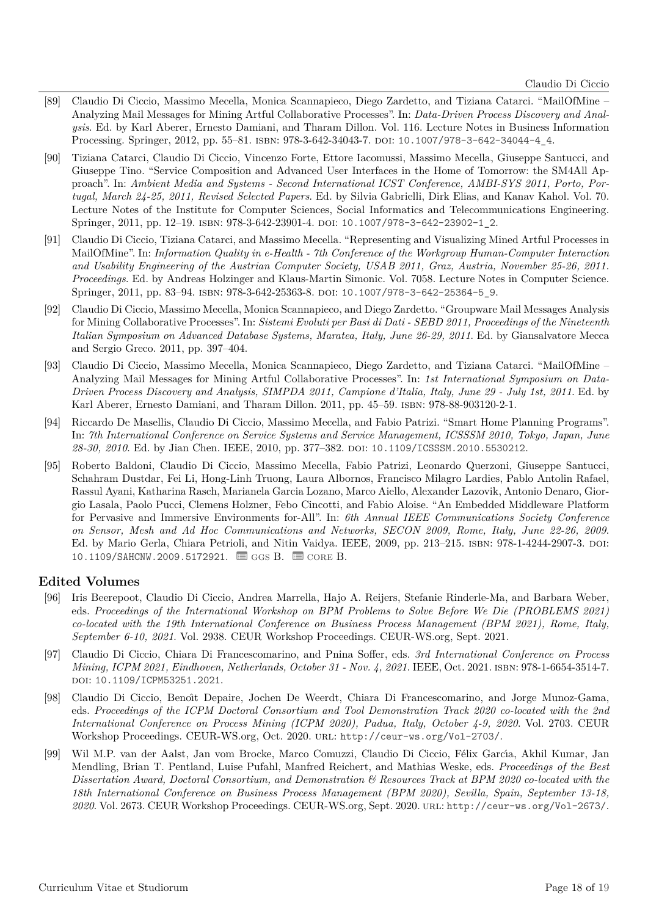[89] Claudio Di Ciccio, Massimo Mecella, Monica Scannapieco, Diego Zardetto, and Tiziana Catarci. "MailOfMine – Analyzing Mail Messages for Mining Artful Collaborative Processes". In: *Data-Driven Process Discovery and Analysis*. Ed. by Karl Aberer, Ernesto Damiani, and Tharam Dillon. Vol. 116. Lecture Notes in Business Information Processing. Springer, 2012, pp. 55–81. ISBN: 978-3-642-34043-7. DOI: 10.1007/978-3-642-34044-4_4.

[90] Tiziana Catarci, Claudio Di Ciccio, Vincenzo Forte, Ettore Iacomussi, Massimo Mecella, Giuseppe Santucci, and Giuseppe Tino. "Service Composition and Advanced User Interfaces in the Home of Tomorrow: the SM4All Approach". In: *Ambient Media and Systems - Second International ICST Conference, AMBI-SYS 2011, Porto, Portugal, March 24-25, 2011, Revised Selected Papers*. Ed. by Silvia Gabrielli, Dirk Elias, and Kanav Kahol. Vol. 70. Lecture Notes of the Institute for Computer Sciences, Social Informatics and Telecommunications Engineering. Springer, 2011, pp. 12–19. ISBN: 978-3-642-23901-4. DOI: 10.1007/978-3-642-23902-1_2.

[91] Claudio Di Ciccio, Tiziana Catarci, and Massimo Mecella. "Representing and Visualizing Mined Artful Processes in MailOfMine". In: *Information Quality in e-Health - 7th Conference of the Workgroup Human-Computer Interaction and Usability Engineering of the Austrian Computer Society, USAB 2011, Graz, Austria, November 25-26, 2011. Proceedings*. Ed. by Andreas Holzinger and Klaus-Martin Simonic. Vol. 7058. Lecture Notes in Computer Science. Springer, 2011, pp. 83–94. ISBN: 978-3-642-25363-8. DOI: 10.1007/978-3-642-25364-5_9.

[92] Claudio Di Ciccio, Massimo Mecella, Monica Scannapieco, and Diego Zardetto. "Groupware Mail Messages Analysis for Mining Collaborative Processes". In: *Sistemi Evoluti per Basi di Dati - SEBD 2011, Proceedings of the Nineteenth Italian Symposium on Advanced Database Systems, Maratea, Italy, June 26-29, 2011*. Ed. by Giansalvatore Mecca and Sergio Greco. 2011, pp. 397–404.

[93] Claudio Di Ciccio, Massimo Mecella, Monica Scannapieco, Diego Zardetto, and Tiziana Catarci. "MailOfMine – Analyzing Mail Messages for Mining Artful Collaborative Processes". In: *1st International Symposium on Data-Driven Process Discovery and Analysis, SIMPDA 2011, Campione d'Italia, Italy, June 29 - July 1st, 2011*. Ed. by Karl Aberer, Ernesto Damiani, and Tharam Dillon. 2011, pp. 45–59. ISBN: 978-88-903120-2-1.

[94] Riccardo De Masellis, Claudio Di Ciccio, Massimo Mecella, and Fabio Patrizi. "Smart Home Planning Programs". In: *7th International Conference on Service Systems and Service Management, ICSSSM 2010, Tokyo, Japan, June 28-30, 2010*. Ed. by Jian Chen. IEEE, 2010, pp. 377–382. DOI: 10.1109/ICSSSM.2010.5530212.

[95] Roberto Baldoni, Claudio Di Ciccio, Massimo Mecella, Fabio Patrizi, Leonardo Querzoni, Giuseppe Santucci, Schahram Dustdar, Fei Li, Hong-Linh Truong, Laura Albornos, Francisco Milagro Lardies, Pablo Antolin Rafael, Rassul Ayani, Katharina Rasch, Marianela Garcia Lozano, Marco Aiello, Alexander Lazovik, Antonio Denaro, Giorgio Lasala, Paolo Pucci, Clemens Holzner, Febo Cincotti, and Fabio Aloise. "An Embedded Middleware Platform for Pervasive and Immersive Environments for-All". In: *6th Annual IEEE Communications Society Conference on Sensor, Mesh and Ad Hoc Communications and Networks, SECON 2009, Rome, Italy, June 22-26, 2009*. Ed. by Mario Gerla, Chiara Petrioli, and Nitin Vaidya. IEEE, 2009, pp. 213–215. ISBN: 978-1-4244-2907-3. DOI: 10.1109/SAHCNW.2009.5172921. GGS B. CORE B.

## Edited Volumes

[96] Iris Beerepoot, Claudio Di Ciccio, Andrea Marrella, Hajo A. Reijers, Stefanie Rinderle-Ma, and Barbara Weber, eds. *Proceedings of the International Workshop on BPM Problems to Solve Before We Die (PROBLEMS 2021) co-located with the 19th International Conference on Business Process Management (BPM 2021), Rome, Italy, September 6-10, 2021*. Vol. 2938. CEUR Workshop Proceedings. CEUR-WS.org, Sept. 2021.

[97] Claudio Di Ciccio, Chiara Di Francescomarino, and Pnina Soffer, eds. *3rd International Conference on Process Mining, ICPM 2021, Eindhoven, Netherlands, October 31 - Nov. 4, 2021*. IEEE, Oct. 2021. ISBN: 978-1-6654-3514-7. DOI: 10.1109/ICPM53251.2021.

[98] Claudio Di Ciccio, Benoît Depaire, Jochen De Weerdt, Chiara Di Francescomarino, and Jorge Munoz-Gama, eds. *Proceedings of the ICPM Doctoral Consortium and Tool Demonstration Track 2020 co-located with the 2nd International Conference on Process Mining (ICPM 2020), Padua, Italy, October 4-9, 2020*. Vol. 2703. CEUR Workshop Proceedings. CEUR-WS.org, Oct. 2020. URL: http://ceur-ws.org/Vol-2703/.

[99] Wil M.P. van der Aalst, Jan vom Brocke, Marco Comuzzi, Claudio Di Ciccio, Félix García, Akhil Kumar, Jan Mendling, Brian T. Pentland, Luise Pufahl, Manfred Reichert, and Mathias Weske, eds. *Proceedings of the Best Dissertation Award, Doctoral Consortium, and Demonstration & Resources Track at BPM 2020 co-located with the 18th International Conference on Business Process Management (BPM 2020), Sevilla, Spain, September 13-18, 2020*. Vol. 2673. CEUR Workshop Proceedings. CEUR-WS.org, Sept. 2020. URL: http://ceur-ws.org/Vol-2673/.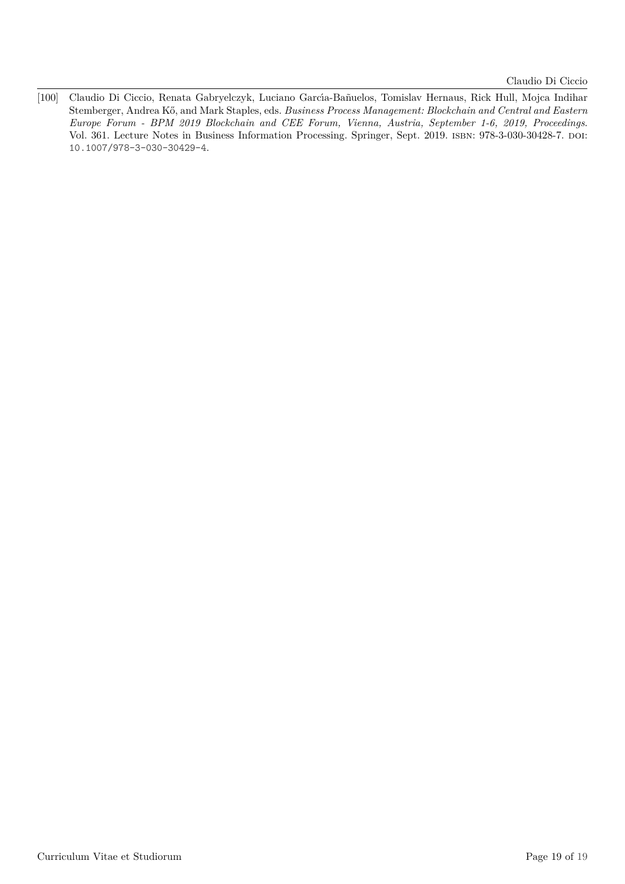[100] Claudio Di Ciccio, Renata Gabryelczyk, Luciano García-Bañuelos, Tomislav Hernaus, Rick Hull, Mojca Indihar Stemberger, Andrea Kő, and Mark Staples, eds. *Business Process Management: Blockchain and Central and Eastern Europe Forum - BPM 2019 Blockchain and CEE Forum, Vienna, Austria, September 1-6, 2019, Proceedings*. Vol. 361. Lecture Notes in Business Information Processing. Springer, Sept. 2019. ISBN: 978-3-030-30428-7. DOI: 10.1007/978-3-030-30429-4.